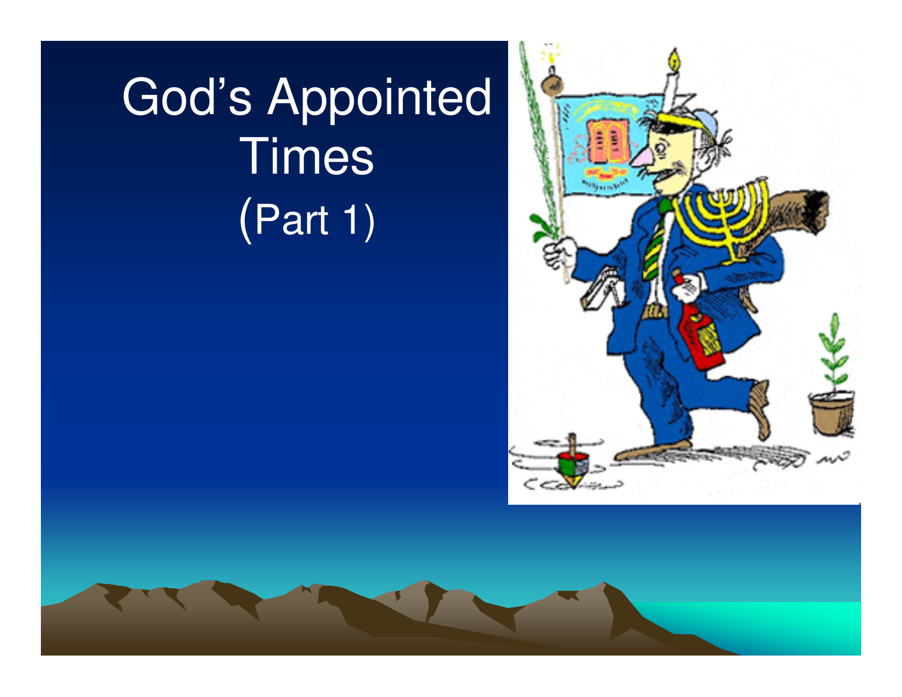# God's Appointed Times (Part 1)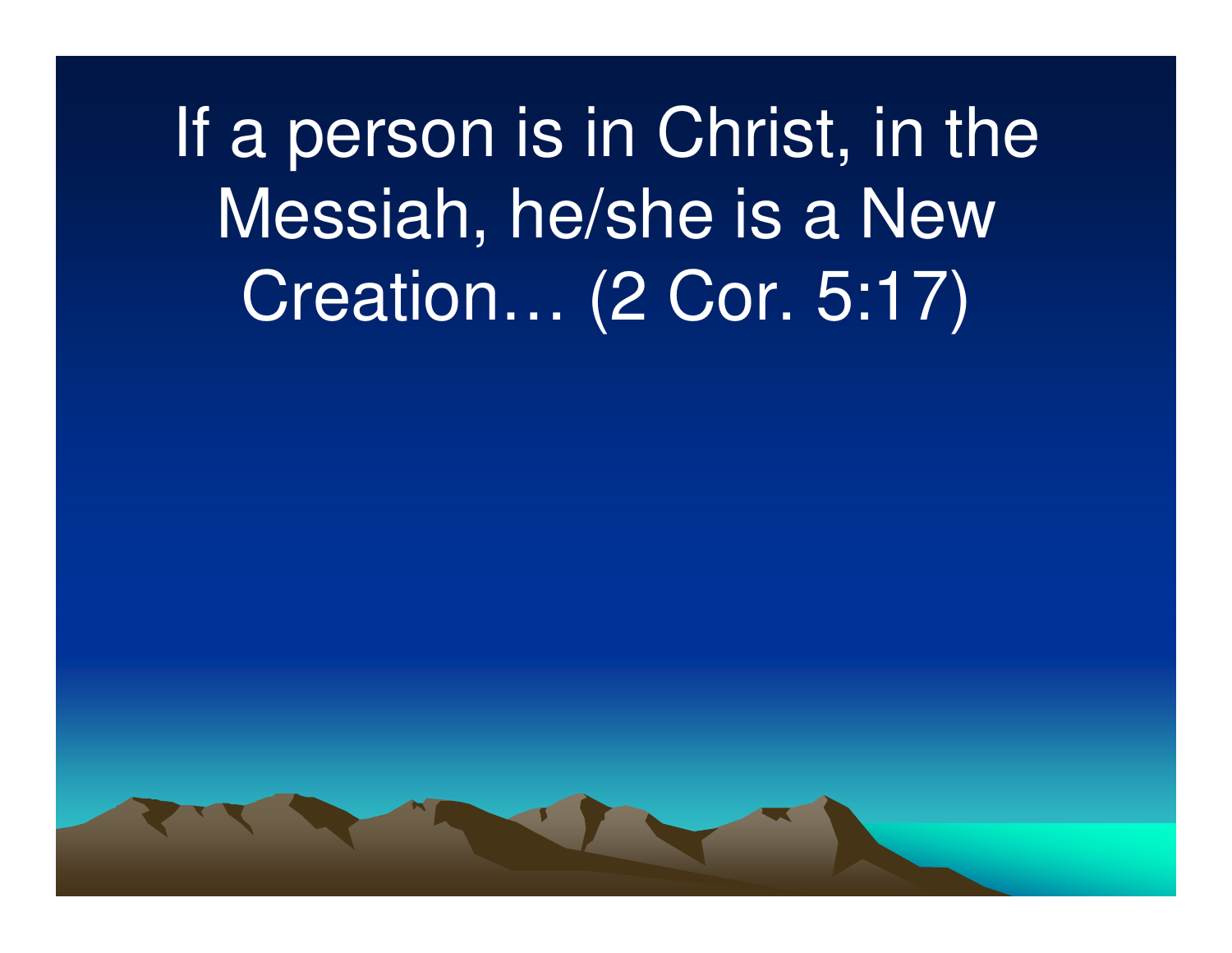If a person is in Christ, in the Messiah, he/she is a New Creation… (2 Cor. 5:17)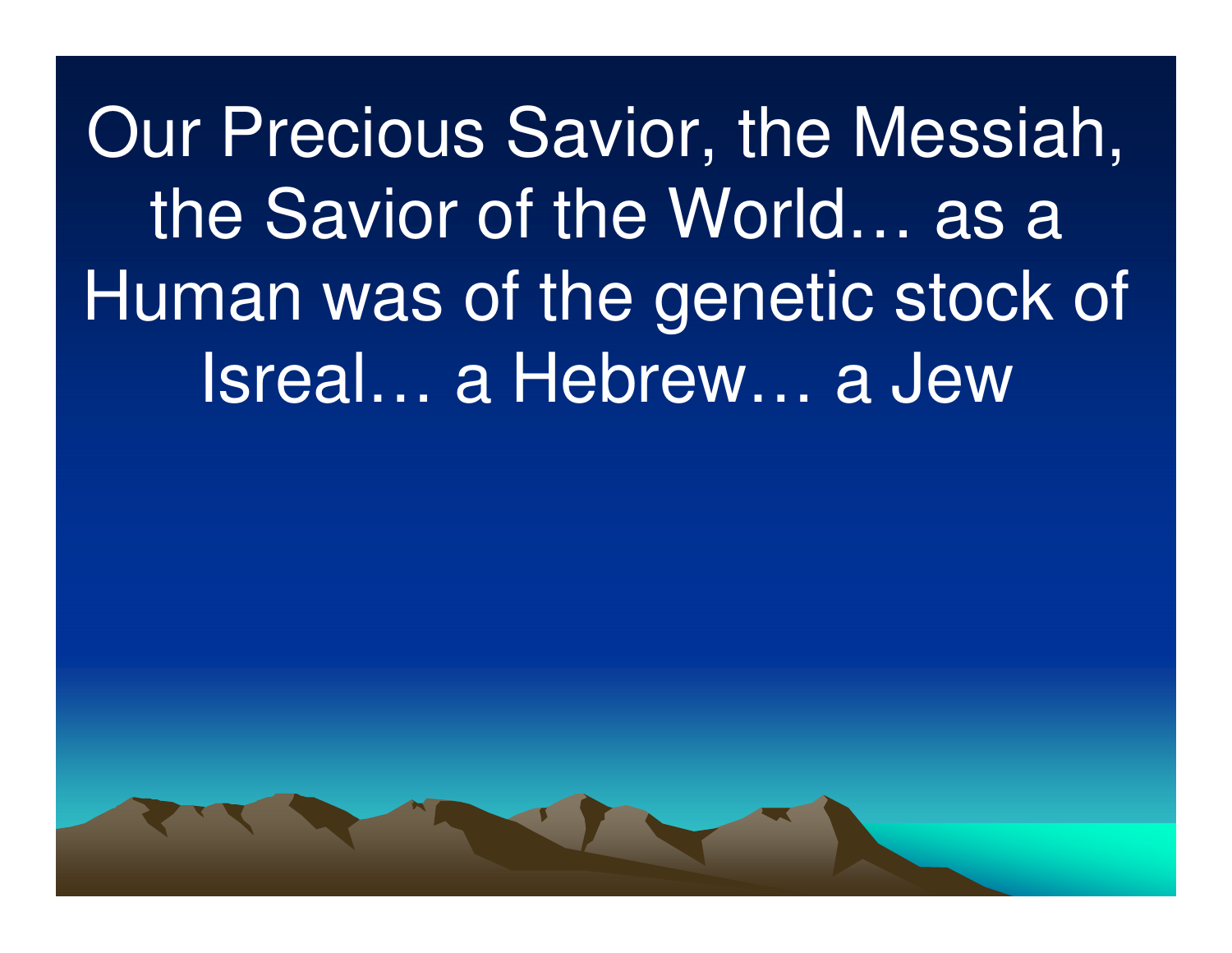Our Precious Savior, the Messiah, the Savior of the World… as a Human was of the genetic stock of Isreal… a Hebrew… a Jew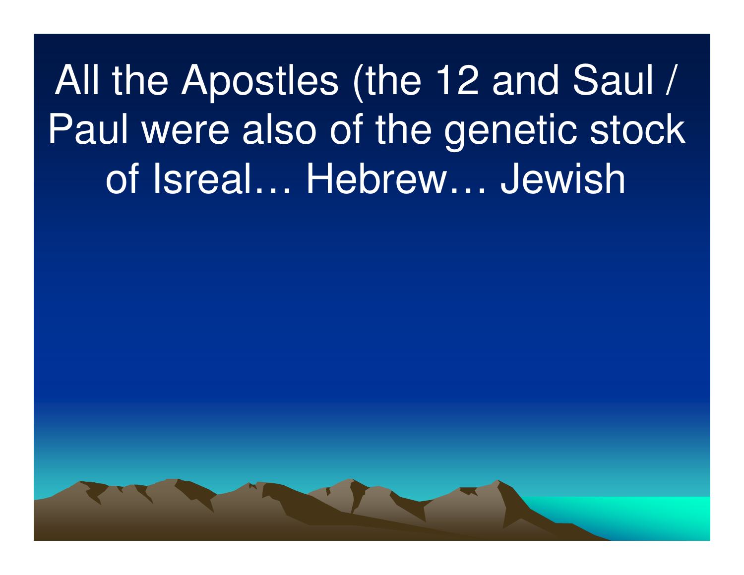# All the Apostles (the 12 and Saul / Paul were also of the genetic stock of Isreal… Hebrew… Jewish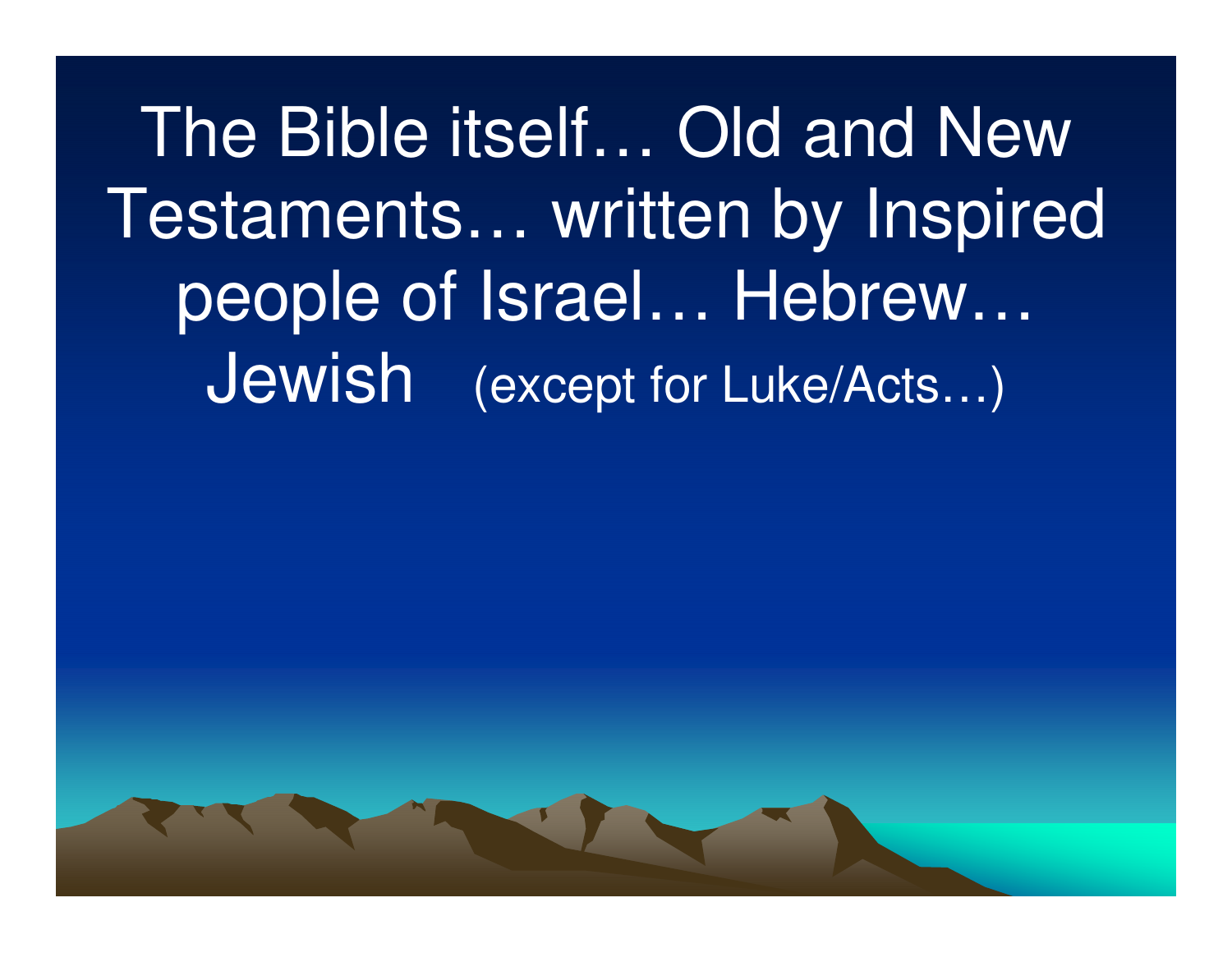The Bible itself… Old and New Testaments… written by Inspired people of Israel… Hebrew… Jewish (except for Luke/Acts…)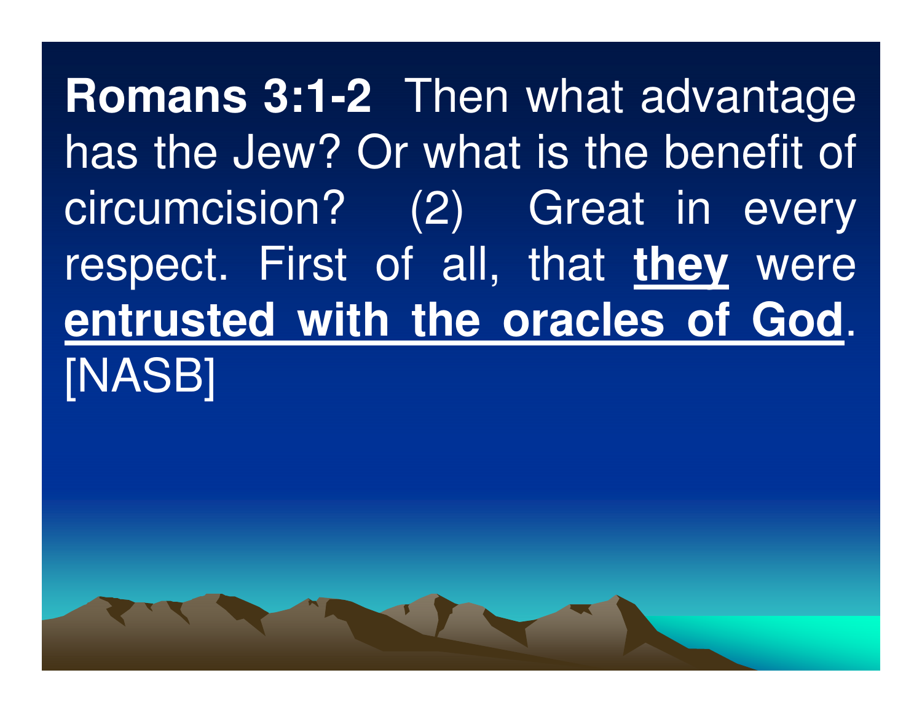**Romans 3:1-2** Then what advantage has the Jew? Or what is the benefit of circumcision? (2) Great in every respect. First of all, that <u>**they**</u> were <u>**entrusted with the oracles of God**</u>. [NASB]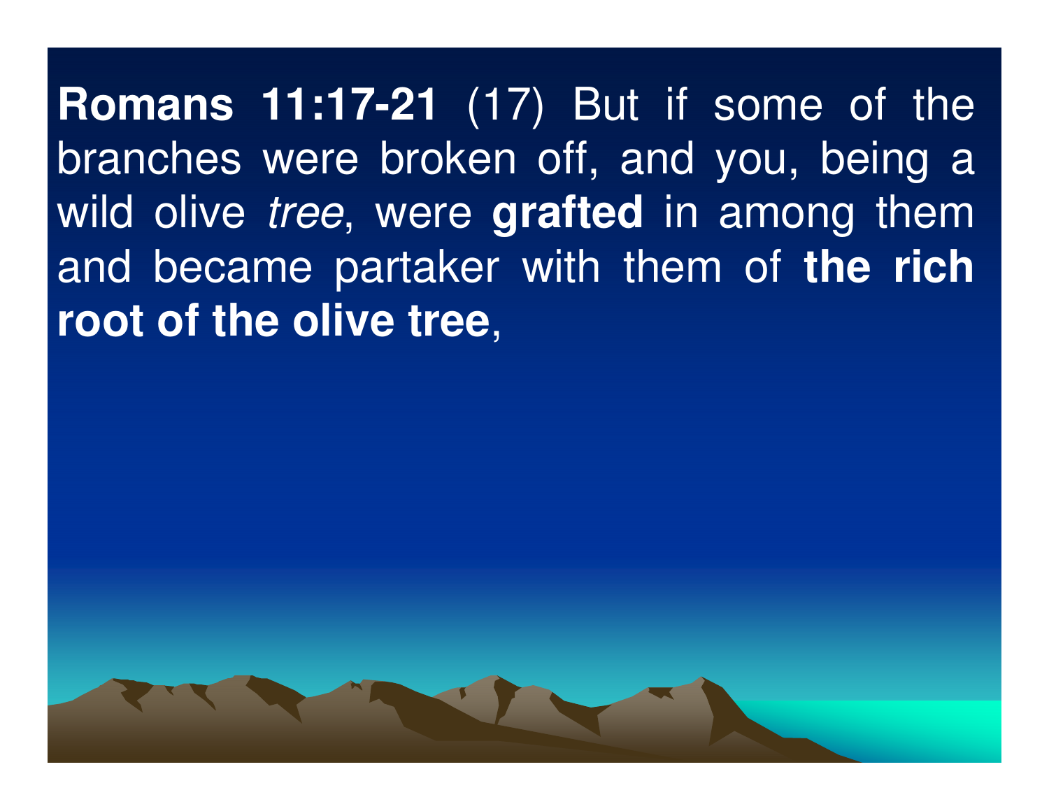**Romans 11:17-21** (17) But if some of the branches were broken off, and you, being a wild olive *tree*, were **grafted** in among them and became partaker with them of **the rich root of the olive tree**,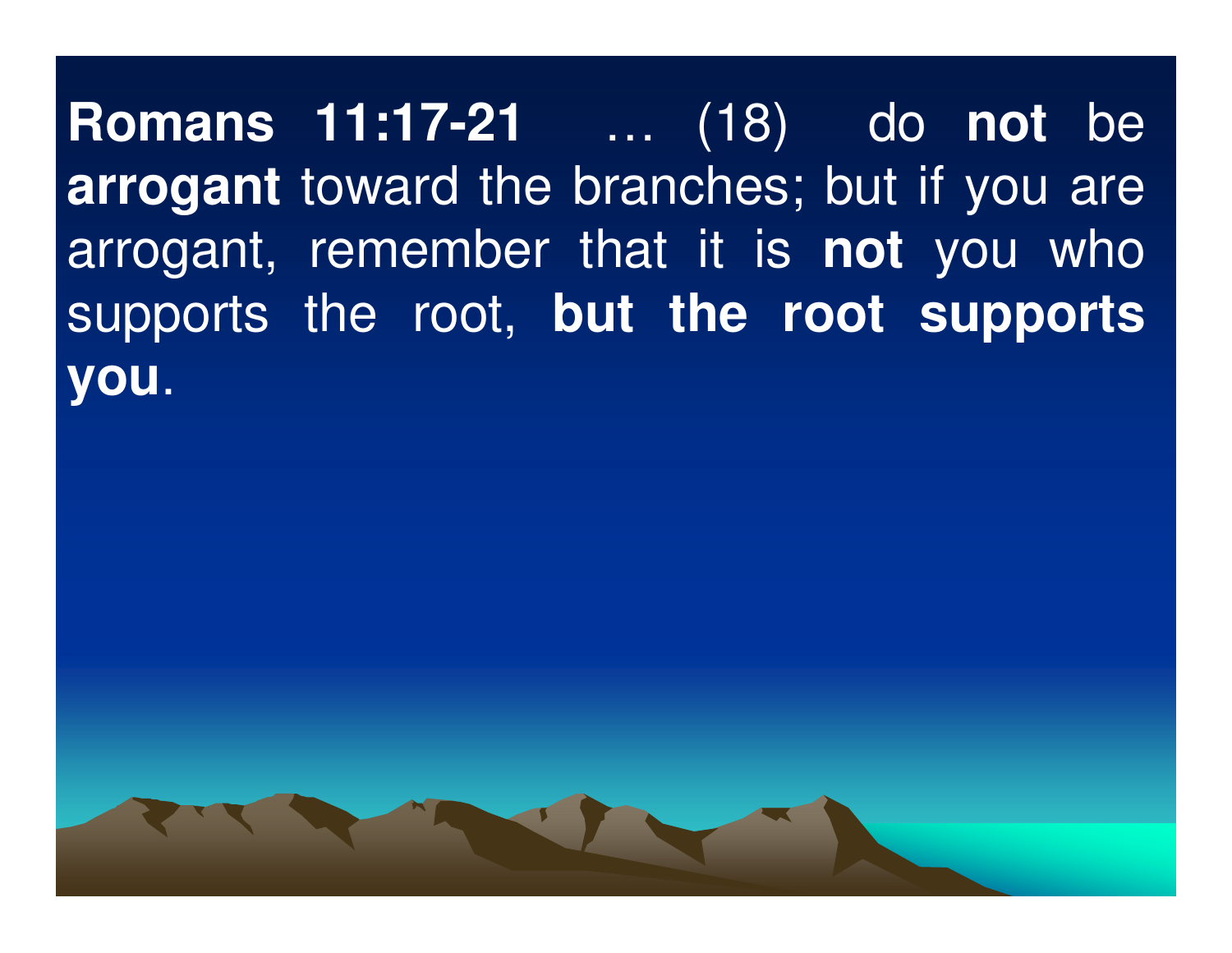**Romans 11:17-21** … (18) do **not** be **arrogant** toward the branches; but if you are arrogant, remember that it is **not** you who supports the root, **but the root supports you**.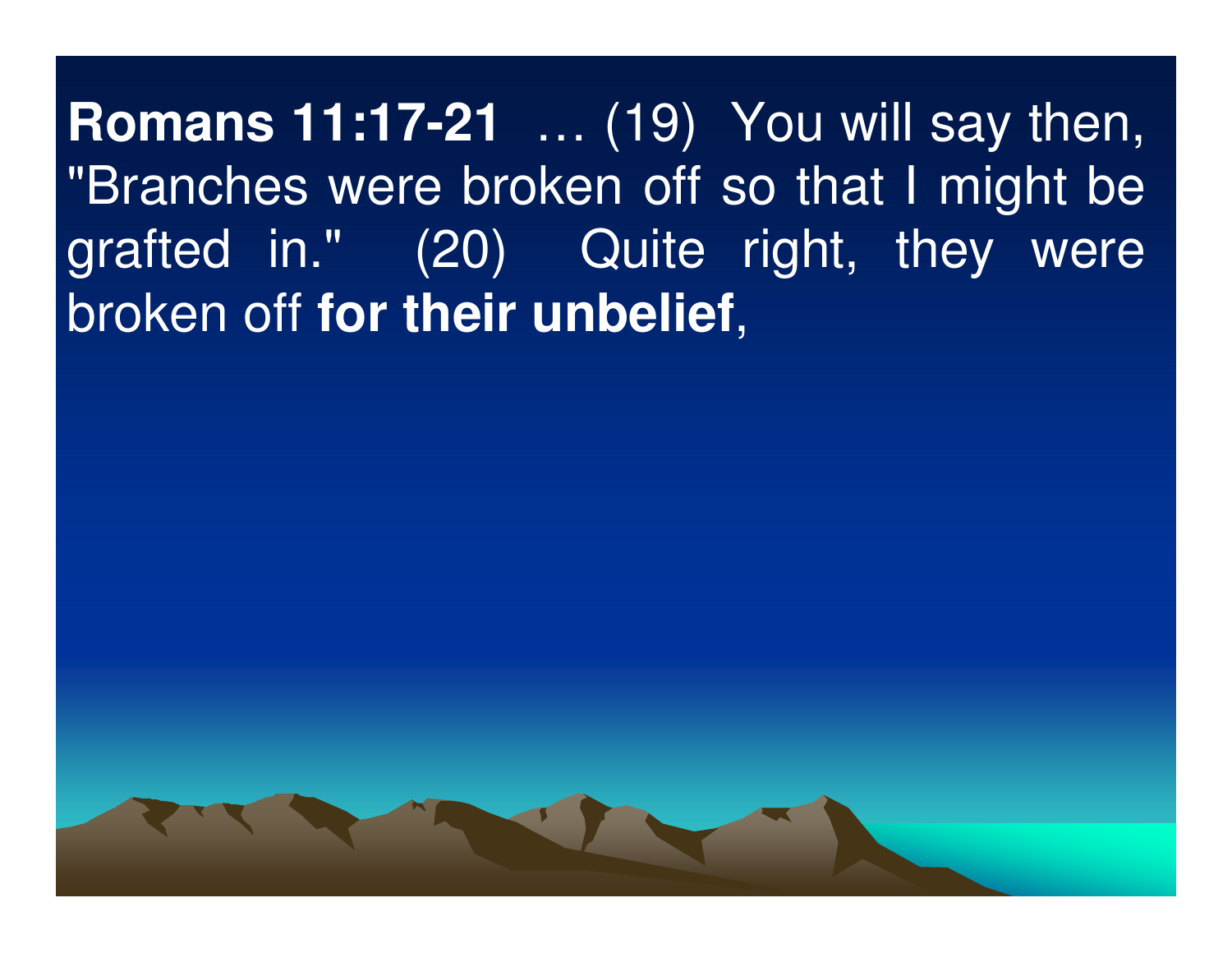**Romans 11:17-21** … (19) You will say then, "Branches were broken off so that I might be grafted in." (20) Quite right, they were broken off **for their unbelief**,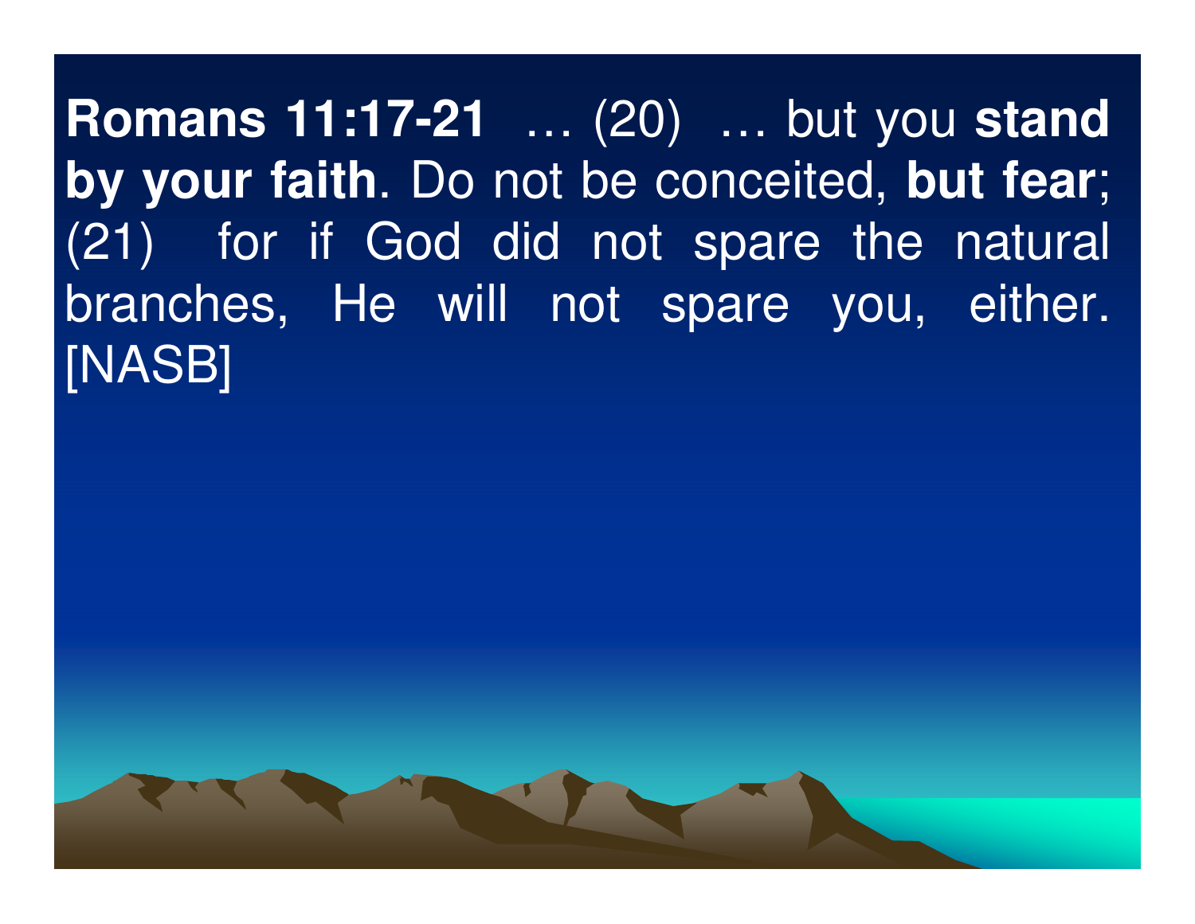**Romans 11:17-21** … (20) … but you **stand by your faith**. Do not be conceited, **but fear**; (21) for if God did not spare the natural branches, He will not spare you, either. [NASB]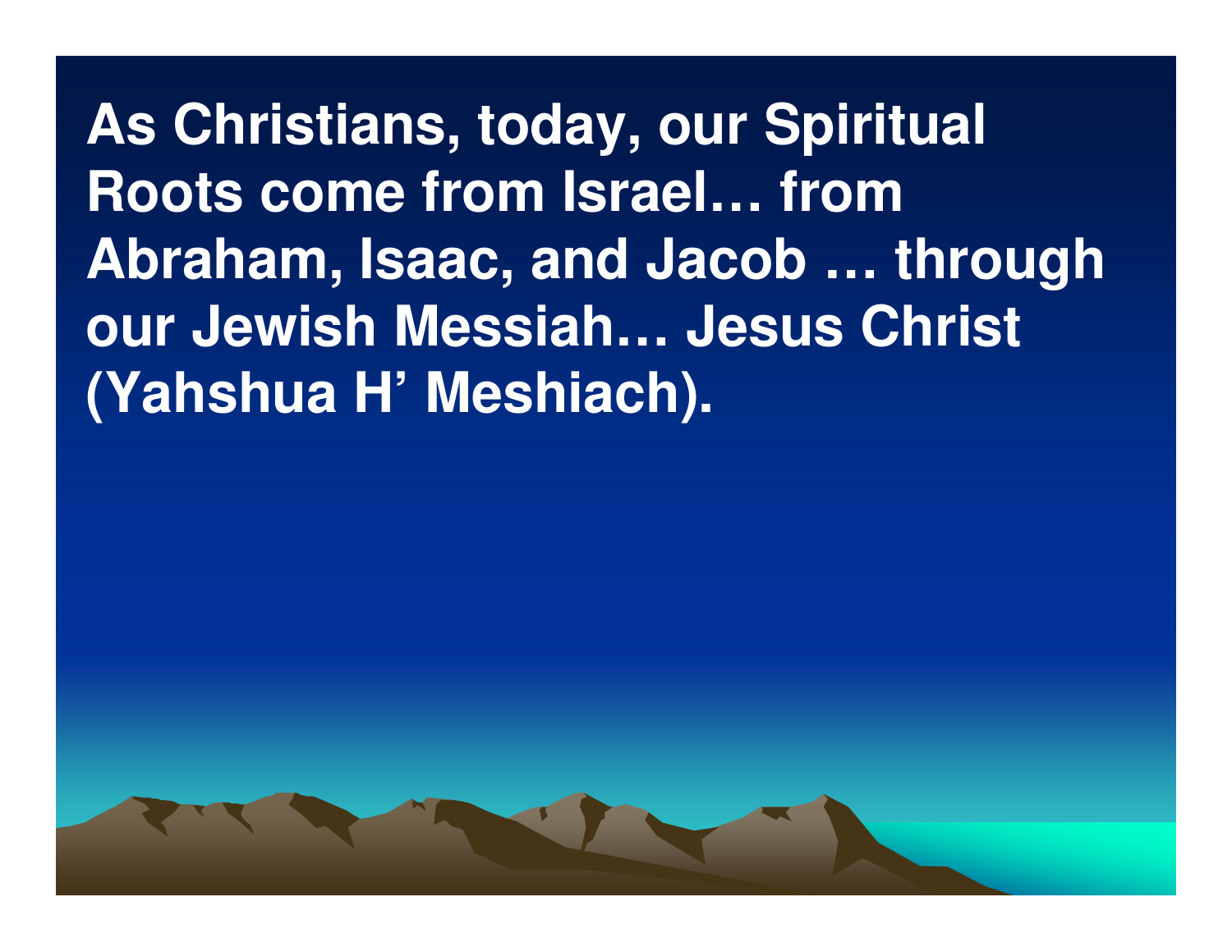**As Christians, today, our Spiritual Roots come from Israel… from Abraham, Isaac, and Jacob … through our Jewish Messiah… Jesus Christ (Yahshua H' Meshiach).**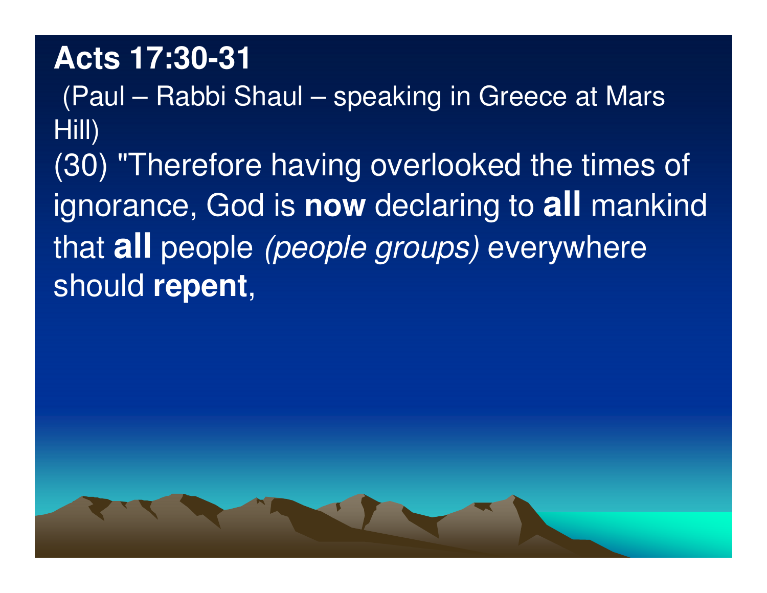**Acts 17:30-31**

(Paul – Rabbi Shaul – speaking in Greece at Mars Hill)

(30) "Therefore having overlooked the times of ignorance, God is **now** declaring to **all** mankind that **all** people *(people groups)* everywhere should **repent**,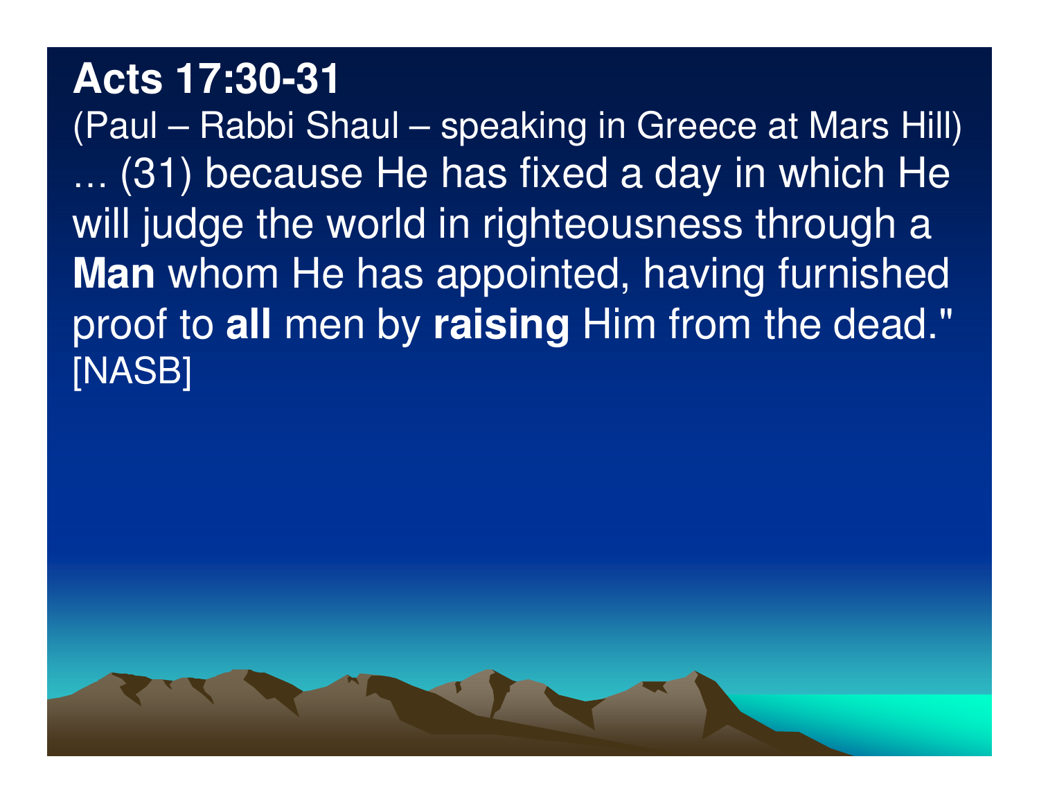**Acts 17:30-31**

(Paul – Rabbi Shaul – speaking in Greece at Mars Hill) … (31) because He has fixed a day in which He will judge the world in righteousness through a **Man** whom He has appointed, having furnished proof to **all** men by **raising** Him from the dead." [NASB]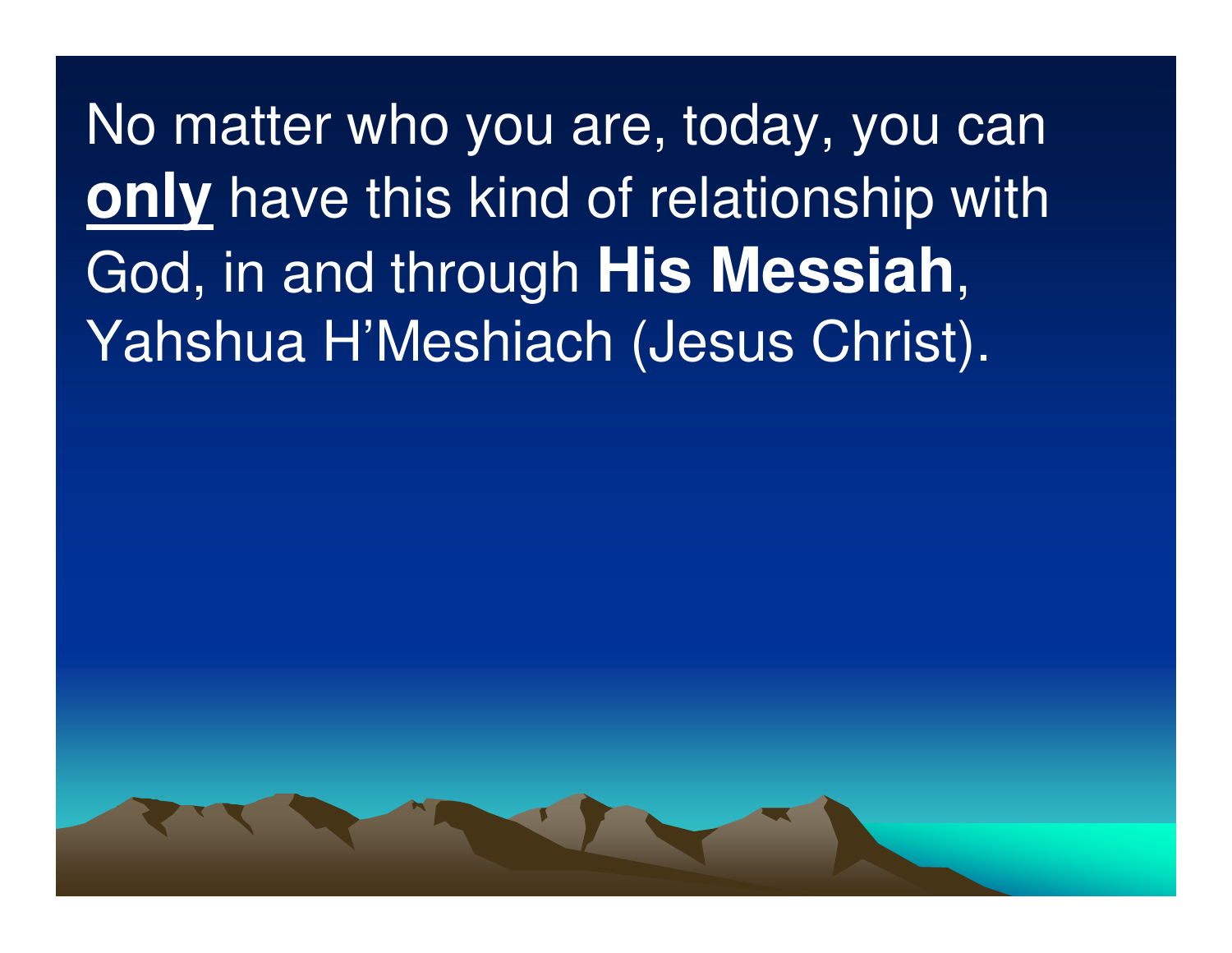No matter who you are, today, you can <u>**only**</u> have this kind of relationship with God, in and through **His Messiah**, Yahshua H'Meshiach (Jesus Christ).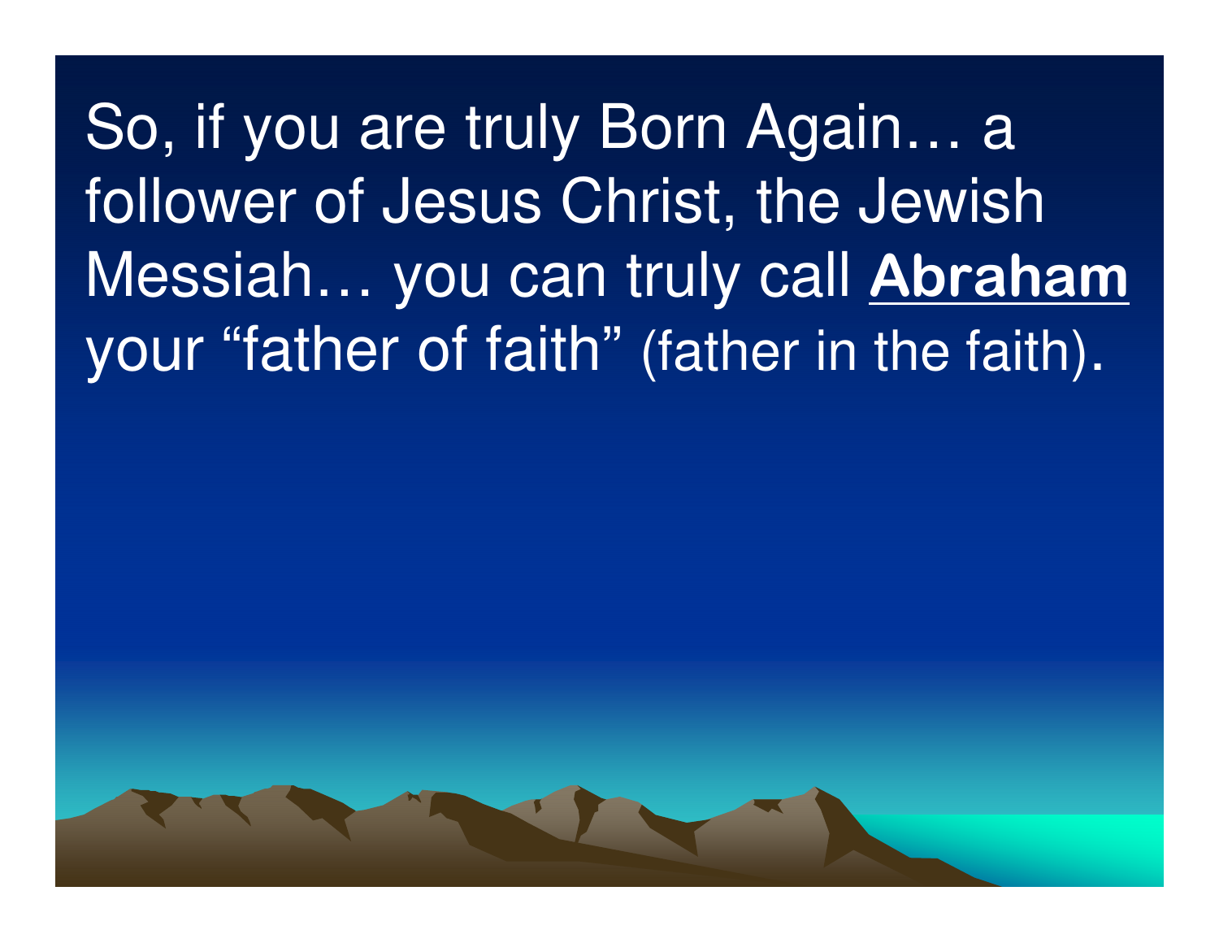So, if you are truly Born Again… a follower of Jesus Christ, the Jewish Messiah… you can truly call **Abraham** your "father of faith" (father in the faith).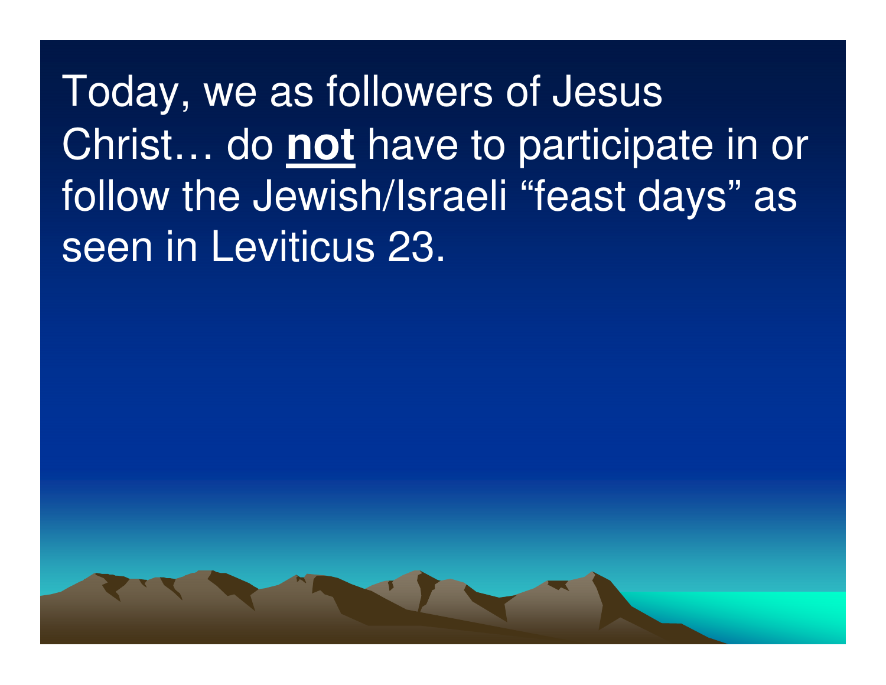Today, we as followers of Jesus Christ… do **not** have to participate in or follow the Jewish/Israeli “feast days” as seen in Leviticus 23.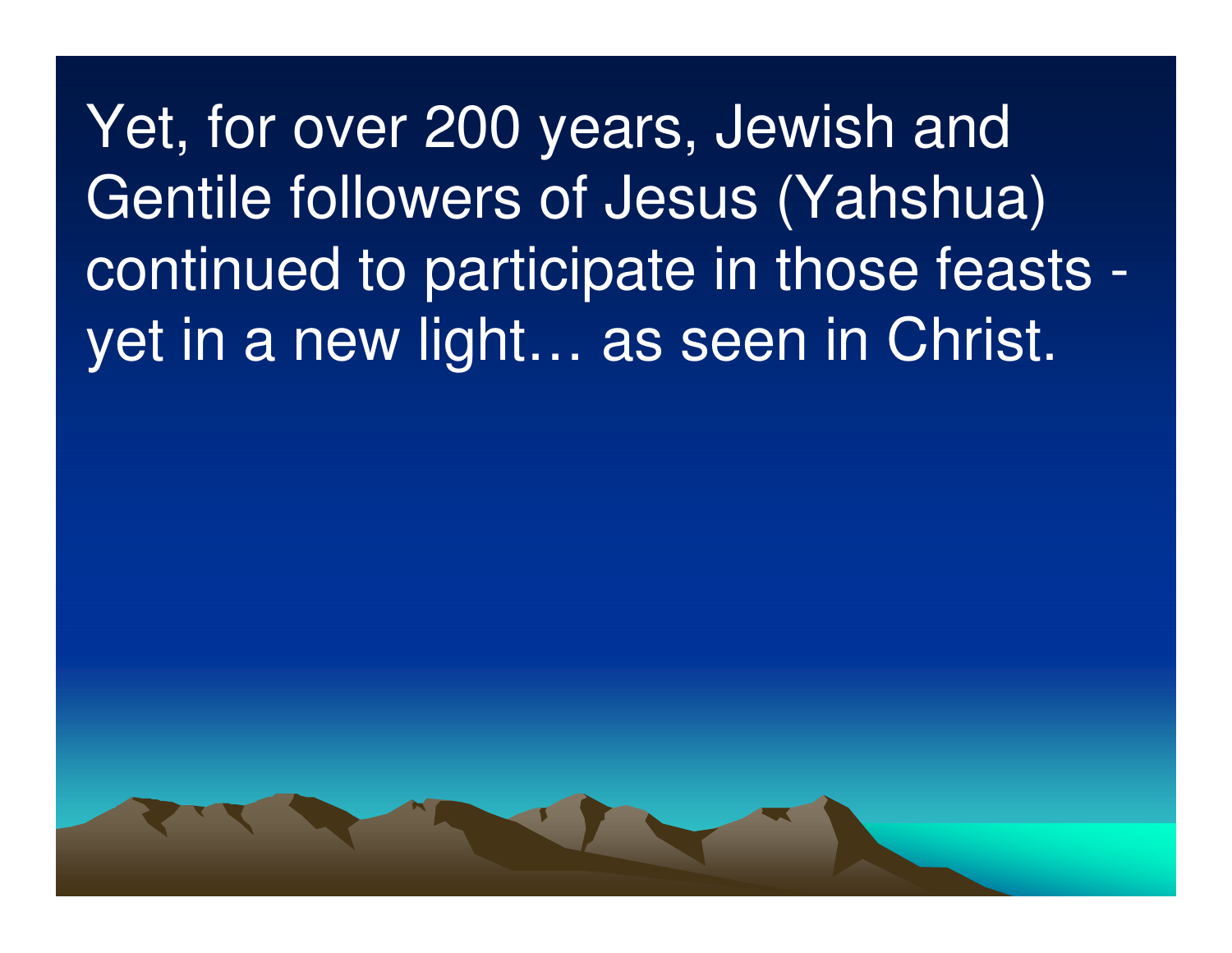Yet, for over 200 years, Jewish and Gentile followers of Jesus (Yahshua) continued to participate in those feasts - yet in a new light… as seen in Christ.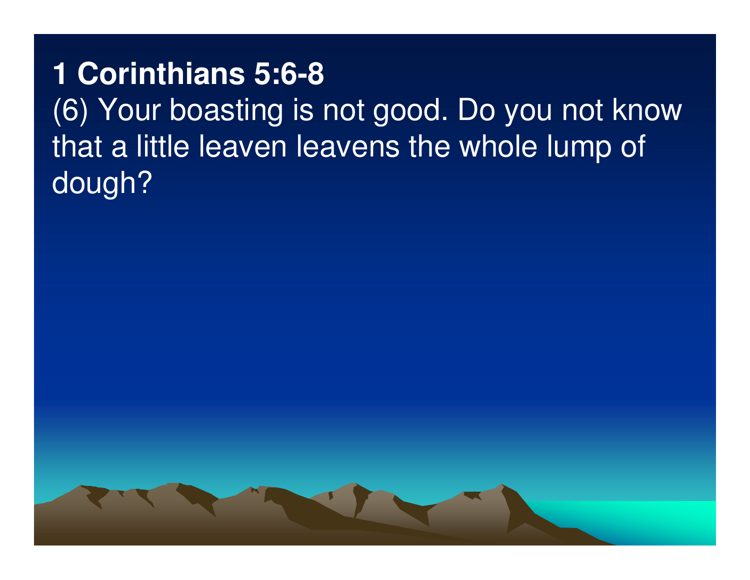**1 Corinthians 5:6-8**

(6) Your boasting is not good. Do you not know that a little leaven leavens the whole lump of dough?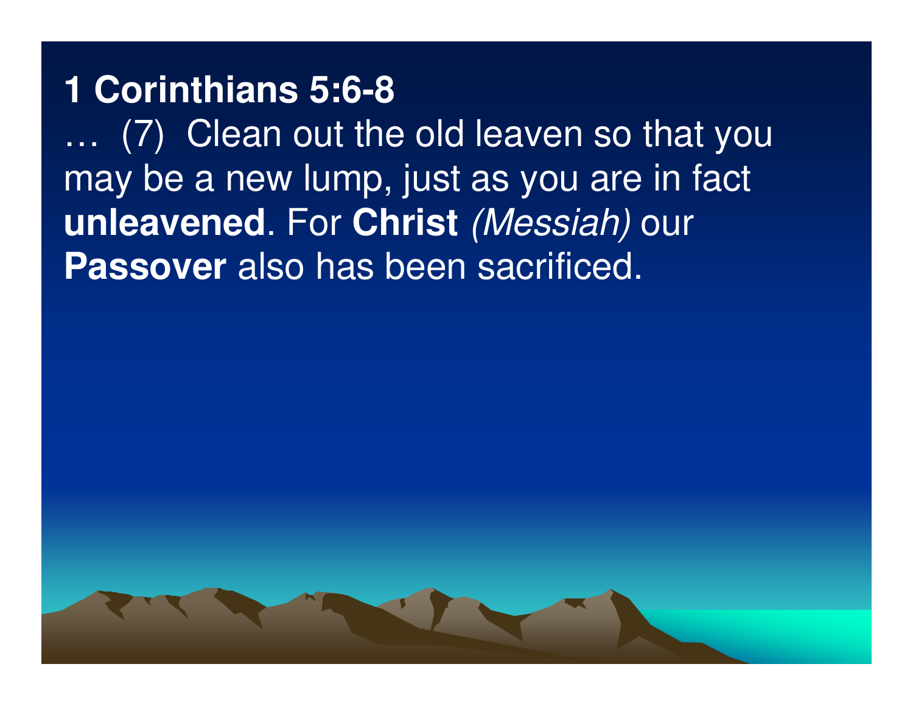**1 Corinthians 5:6-8**

… (7) Clean out the old leaven so that you may be a new lump, just as you are in fact **unleavened**. For **Christ** *(Messiah)* our **Passover** also has been sacrificed.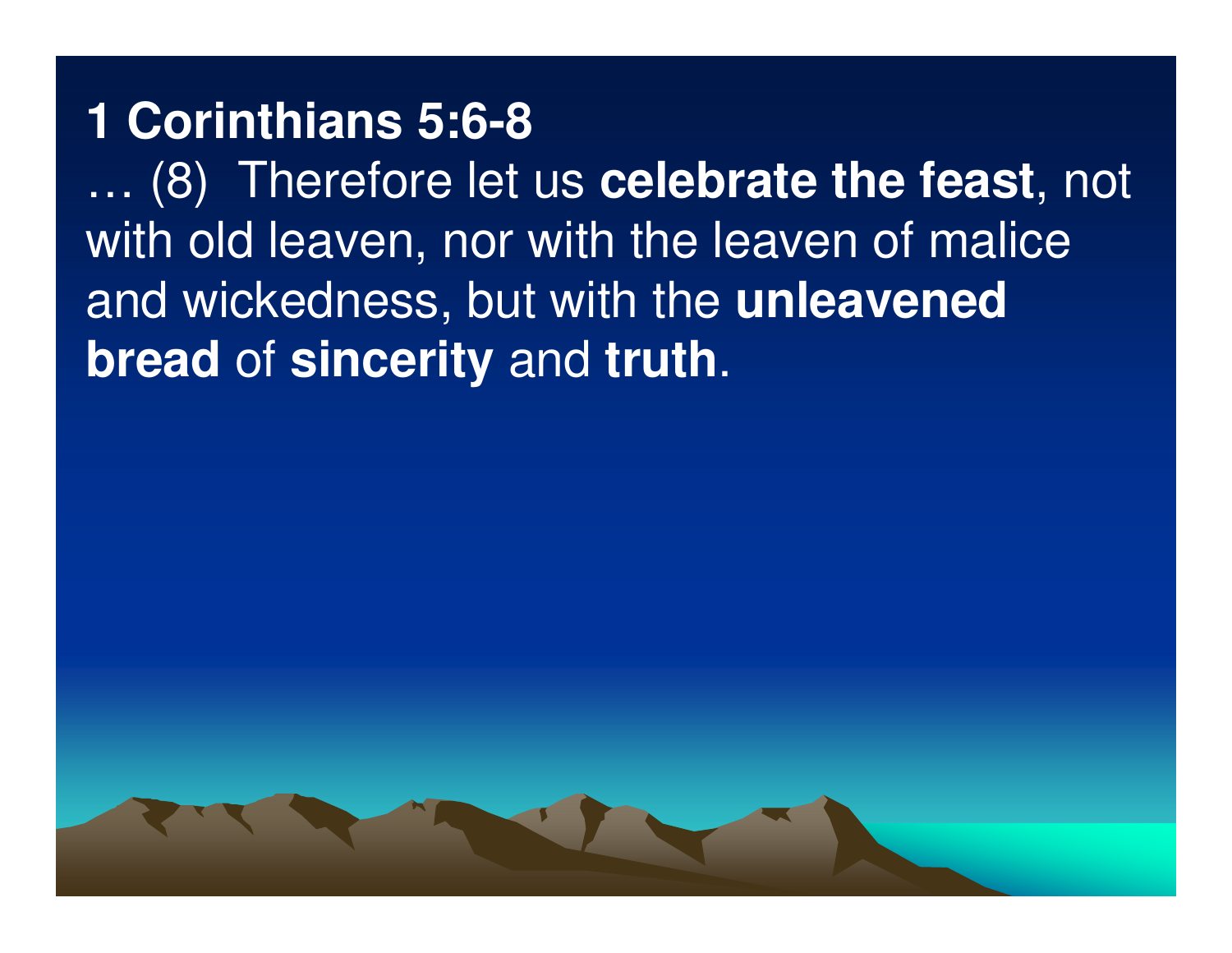**1 Corinthians 5:6-8**

… (8)  Therefore let us **celebrate the feast**, not with old leaven, nor with the leaven of malice and wickedness, but with the **unleavened bread** of **sincerity** and **truth**.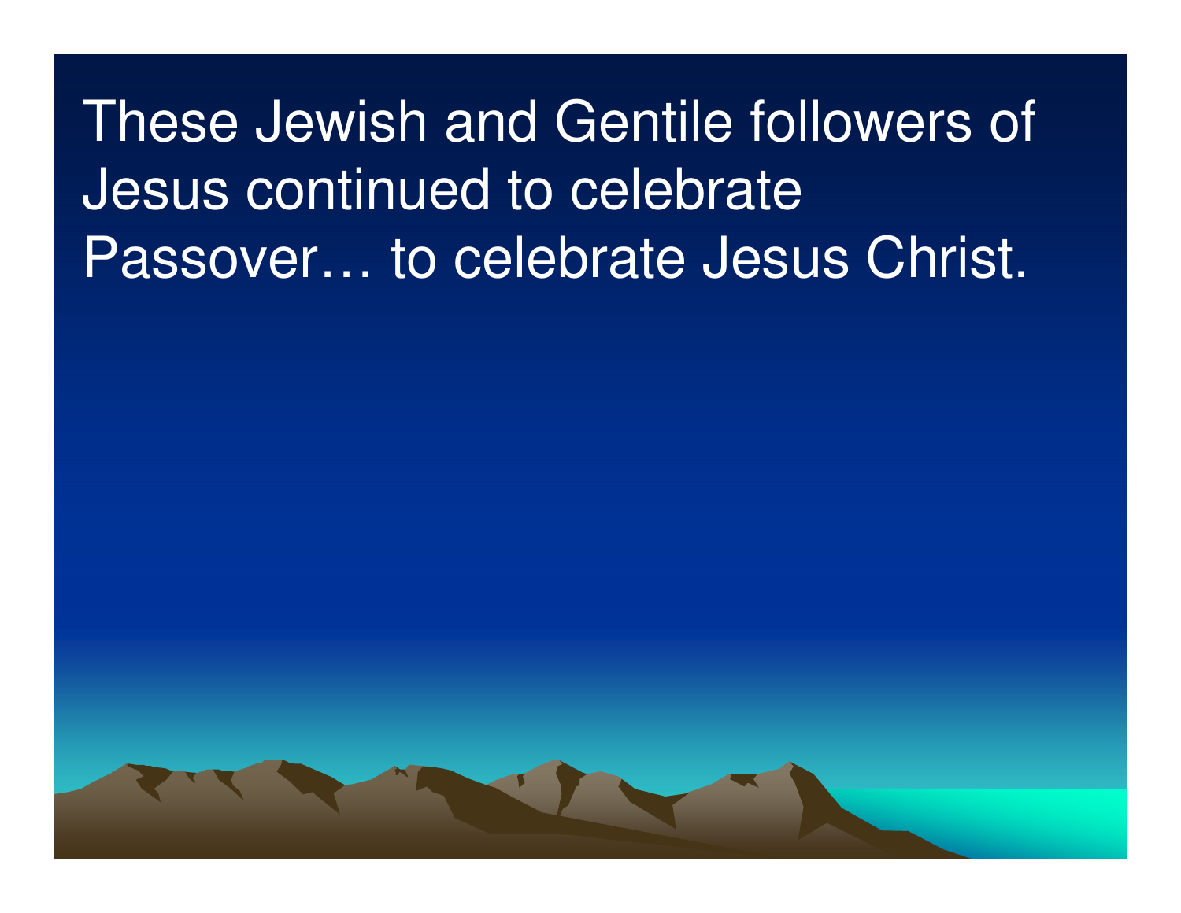These Jewish and Gentile followers of Jesus continued to celebrate Passover… to celebrate Jesus Christ.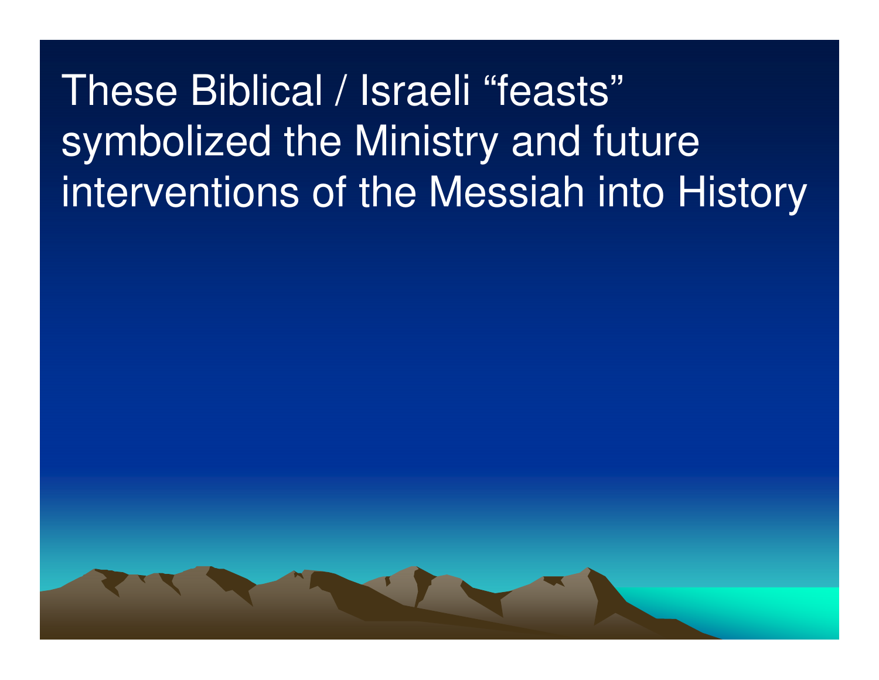These Biblical / Israeli “feasts” symbolized the Ministry and future interventions of the Messiah into History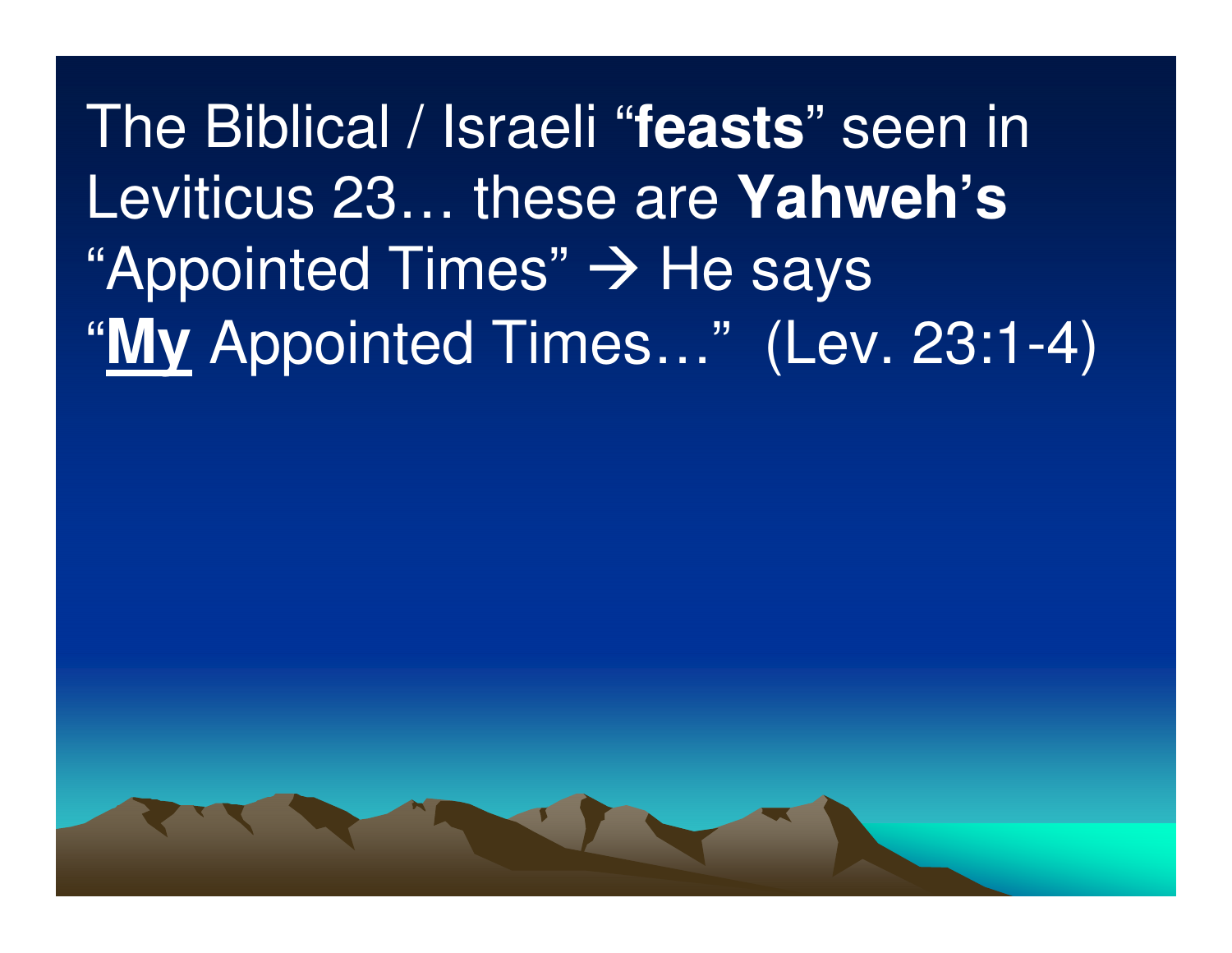The Biblical / Israeli "**feasts**" seen in Leviticus 23… these are **Yahweh's** "Appointed Times" → He says "<u>**My**</u> Appointed Times…"  (Lev. 23:1-4)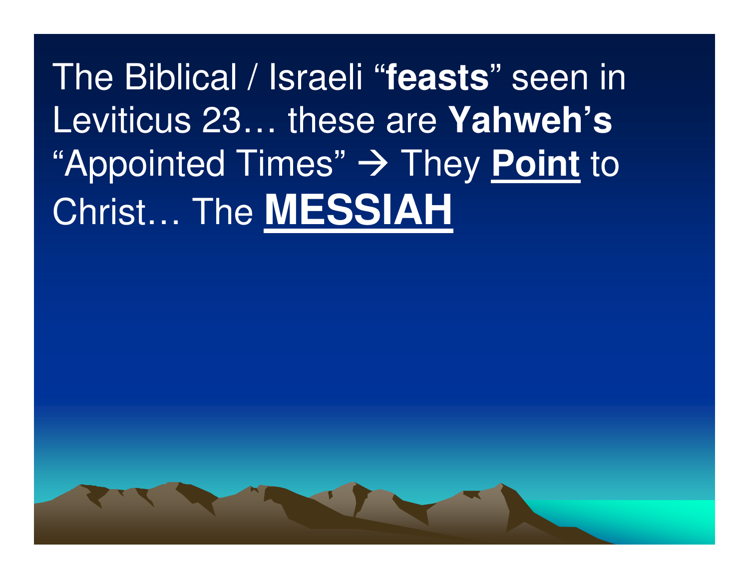The Biblical / Israeli “**feasts**” seen in Leviticus 23… these are **Yahweh’s** “Appointed Times” → They **<u>Point</u>** to Christ… The **<u>MESSIAH</u>**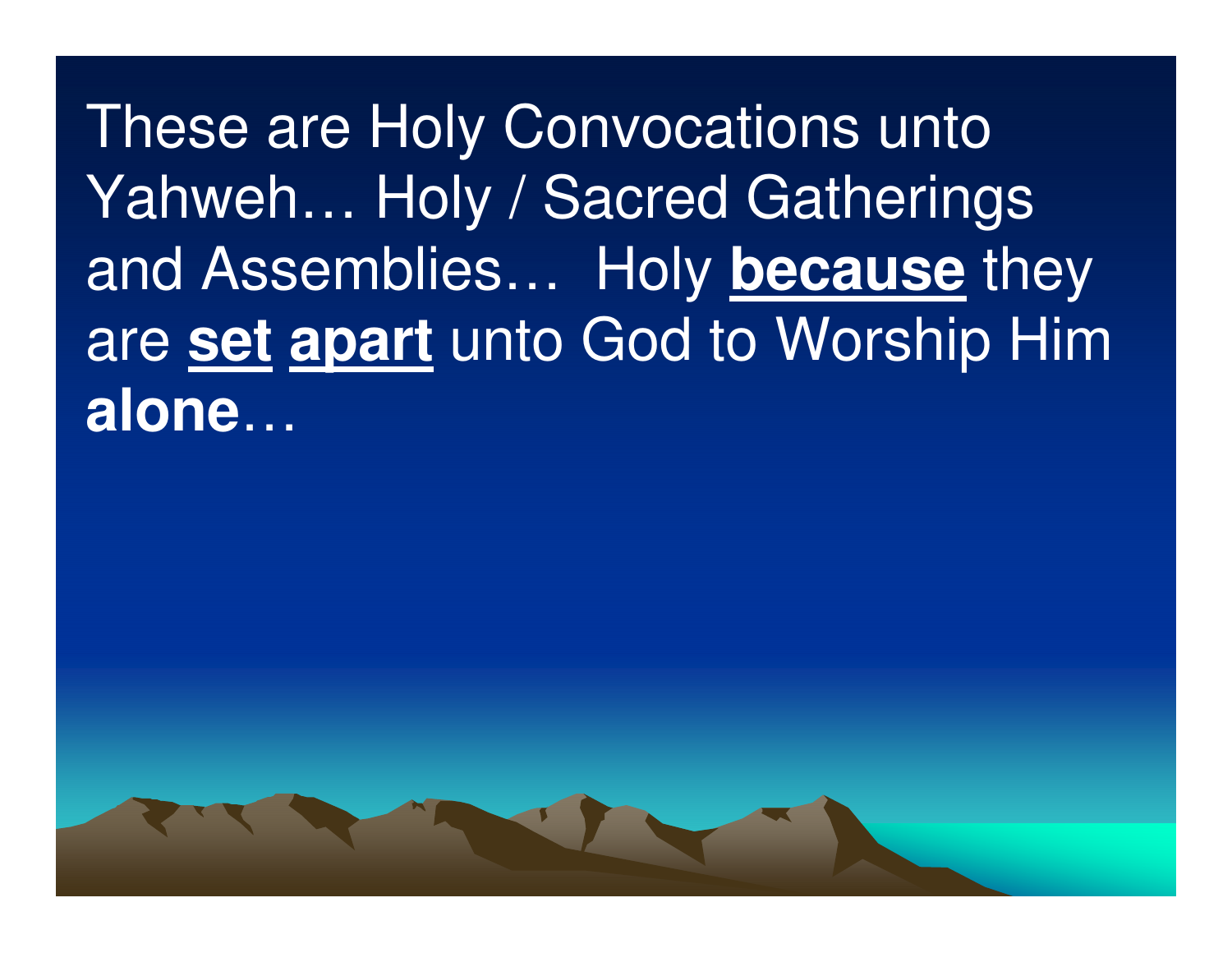These are Holy Convocations unto Yahweh… Holy / Sacred Gatherings and Assemblies… Holy **<u>because</u>** they are **<u>set</u> <u>apart</u>** unto God to Worship Him **alone**…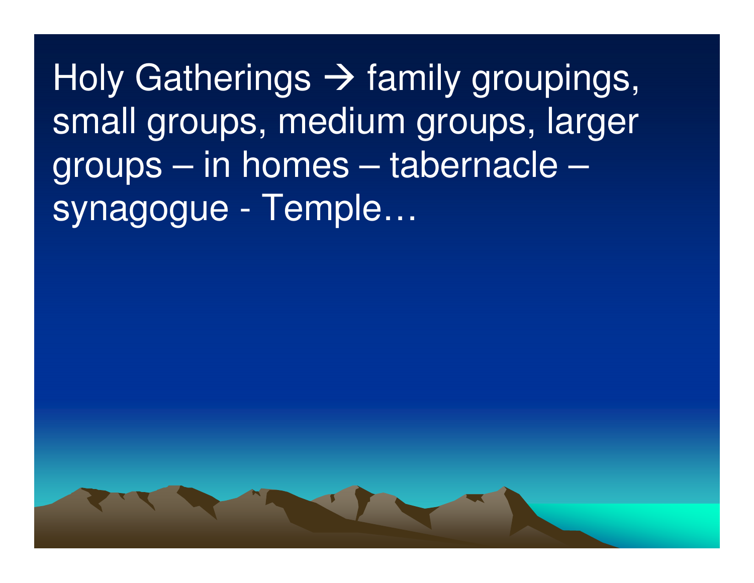Holy Gatherings → family groupings, small groups, medium groups, larger groups – in homes – tabernacle – synagogue - Temple…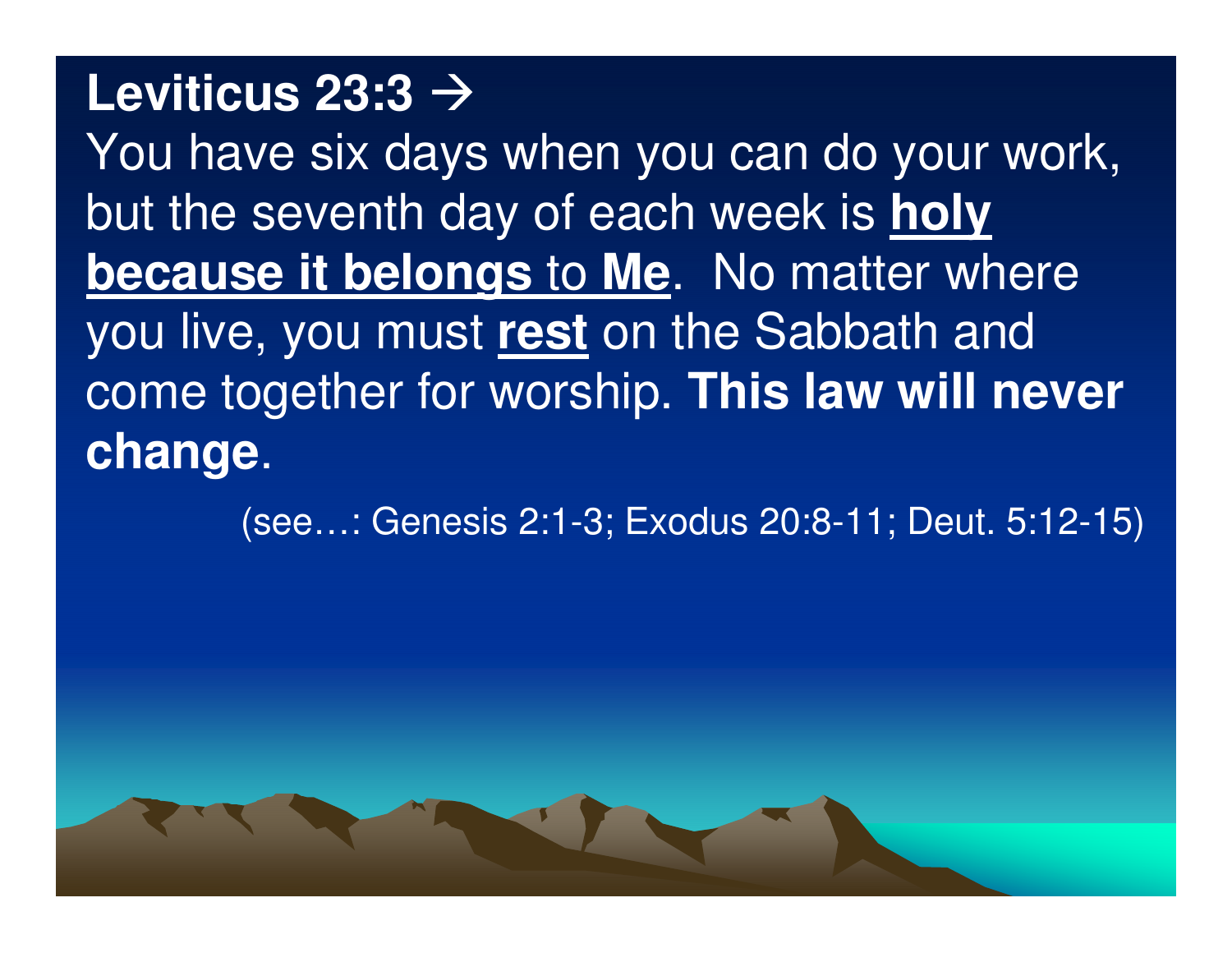**Leviticus 23:3 →**

You have six days when you can do your work, but the seventh day of each week is **holy because it belongs** to **Me**. No matter where you live, you must **rest** on the Sabbath and come together for worship. **This law will never change**.

(see…: Genesis 2:1-3; Exodus 20:8-11; Deut. 5:12-15)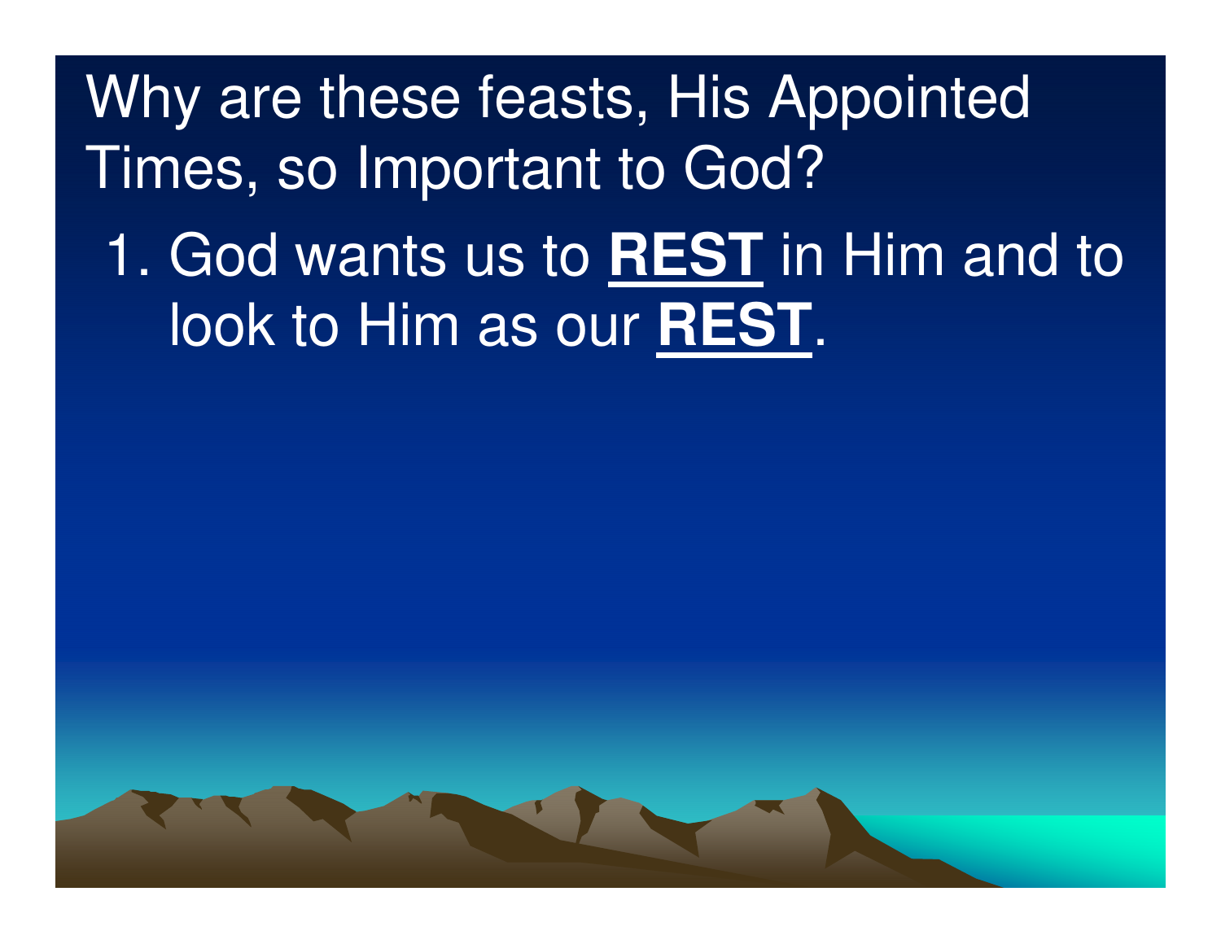# Why are these feasts, His Appointed Times, so Important to God?

1. God wants us to <u>**REST**</u> in Him and to look to Him as our <u>**REST**</u>.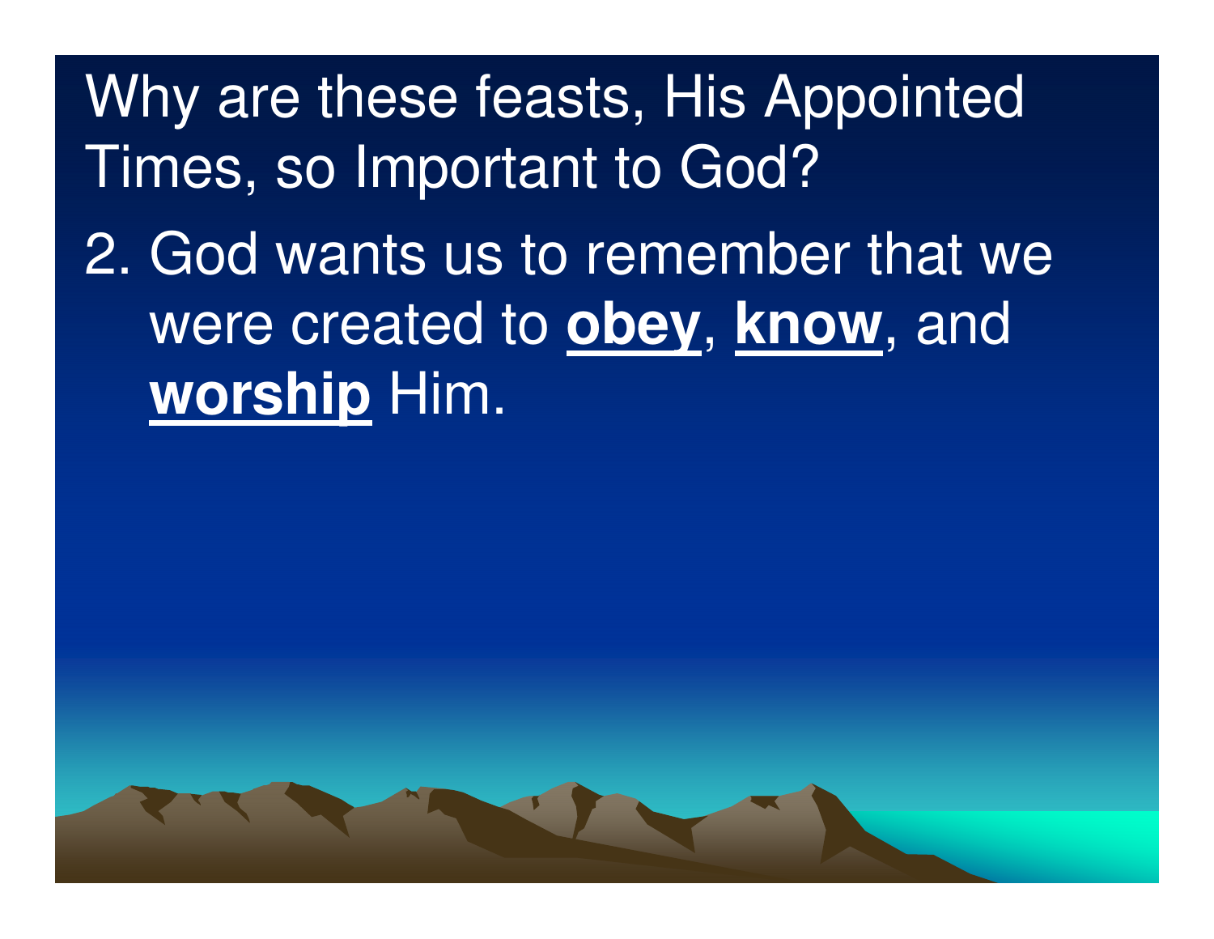# Why are these feasts, His Appointed Times, so Important to God?

2. God wants us to remember that we were created to **obey**, **know**, and **worship** Him.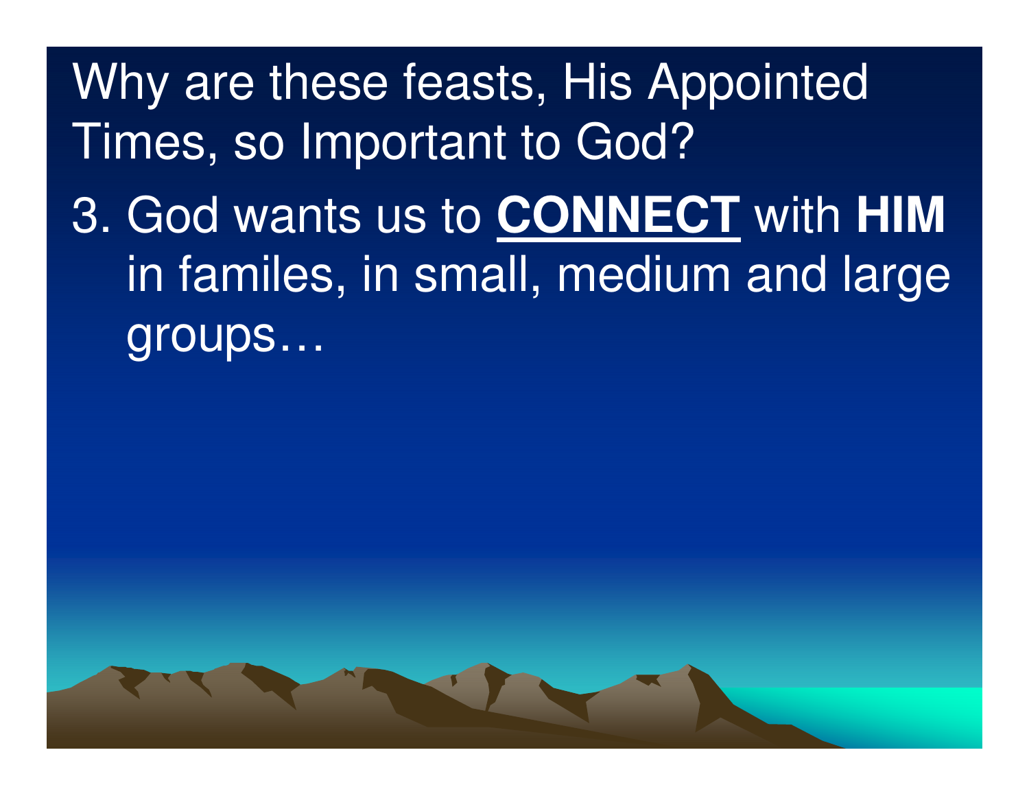# Why are these feasts, His Appointed Times, so Important to God?

3. God wants us to **<u>CONNECT</u>** with **HIM** in familes, in small, medium and large groups…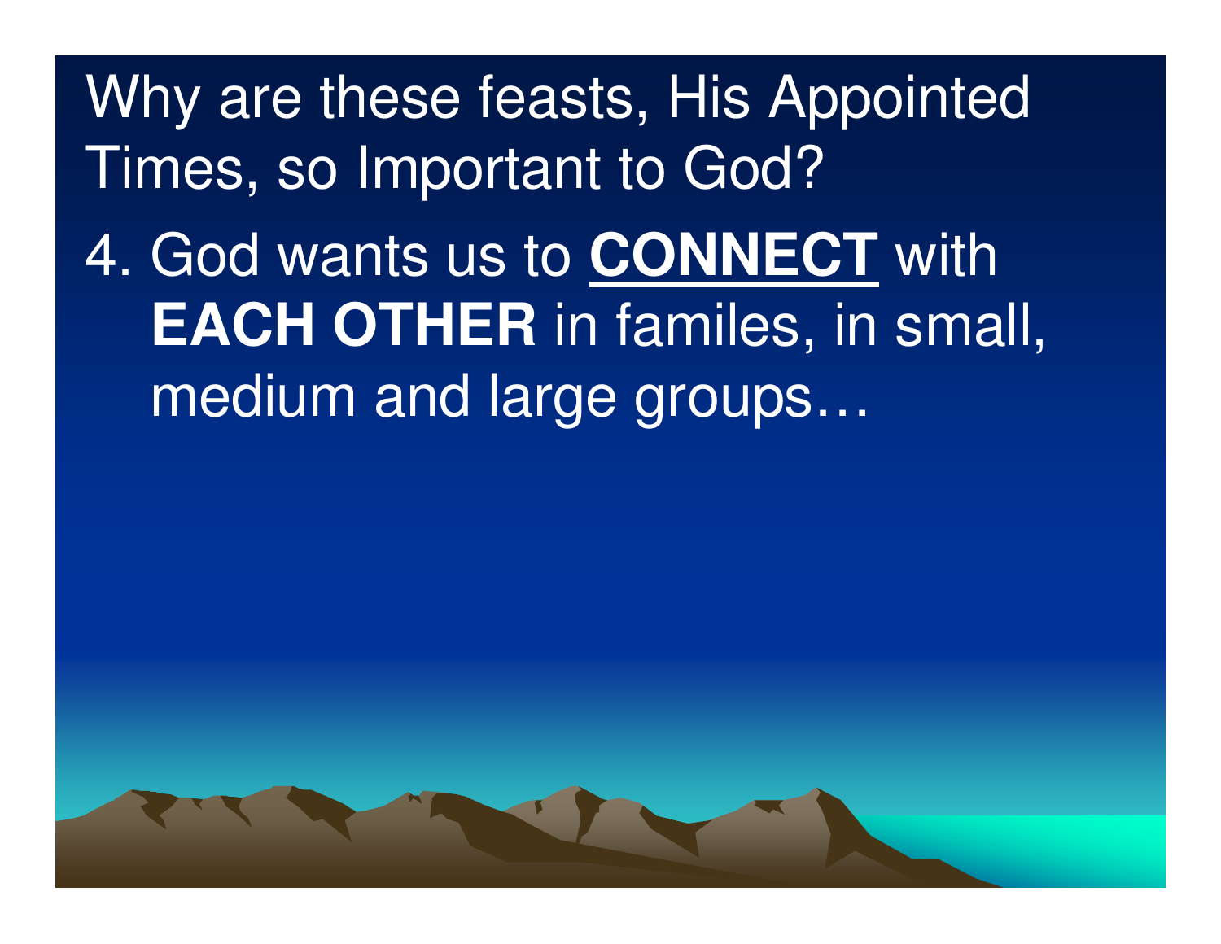Why are these feasts, His Appointed Times, so Important to God?

4. God wants us to **CONNECT** with **EACH OTHER** in familes, in small, medium and large groups…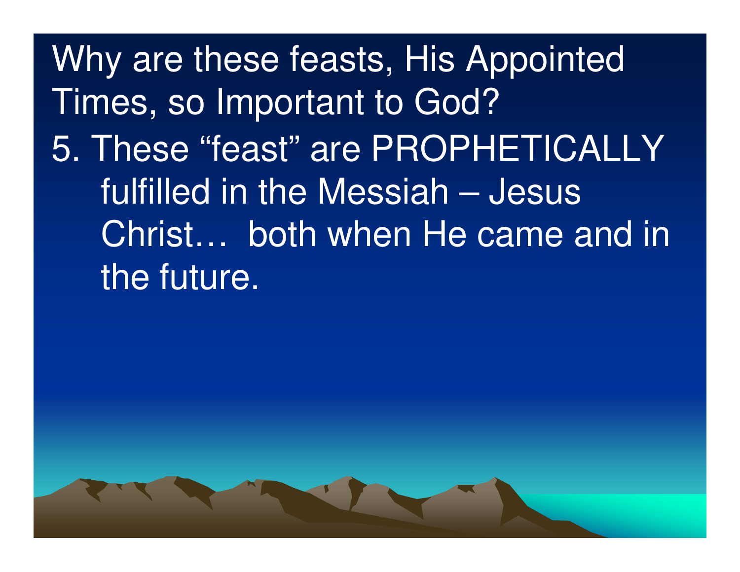Why are these feasts, His Appointed Times, so Important to God?

5. These “feast” are PROPHETICALLY fulfilled in the Messiah – Jesus Christ… both when He came and in the future.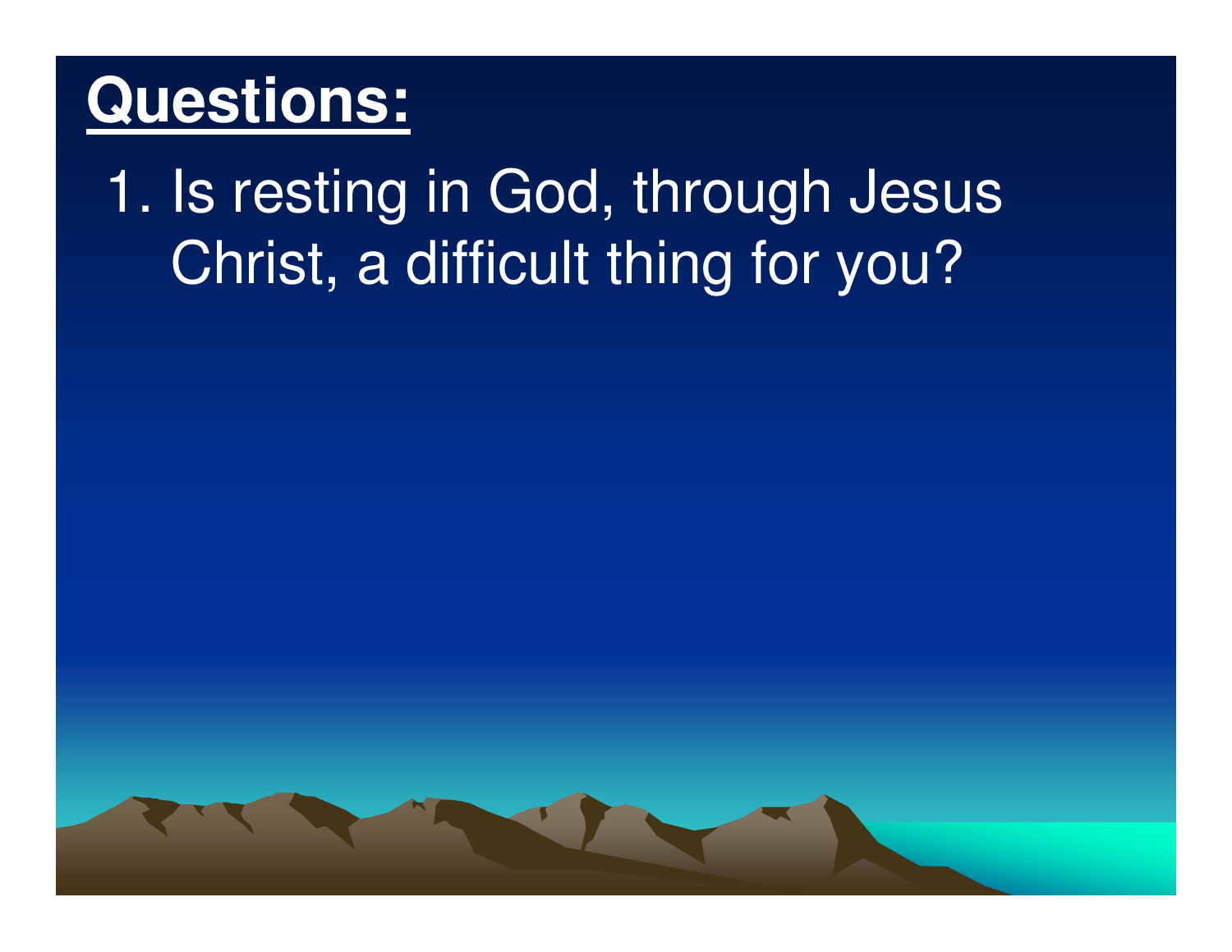# Questions:

1. Is resting in God, through Jesus Christ, a difficult thing for you?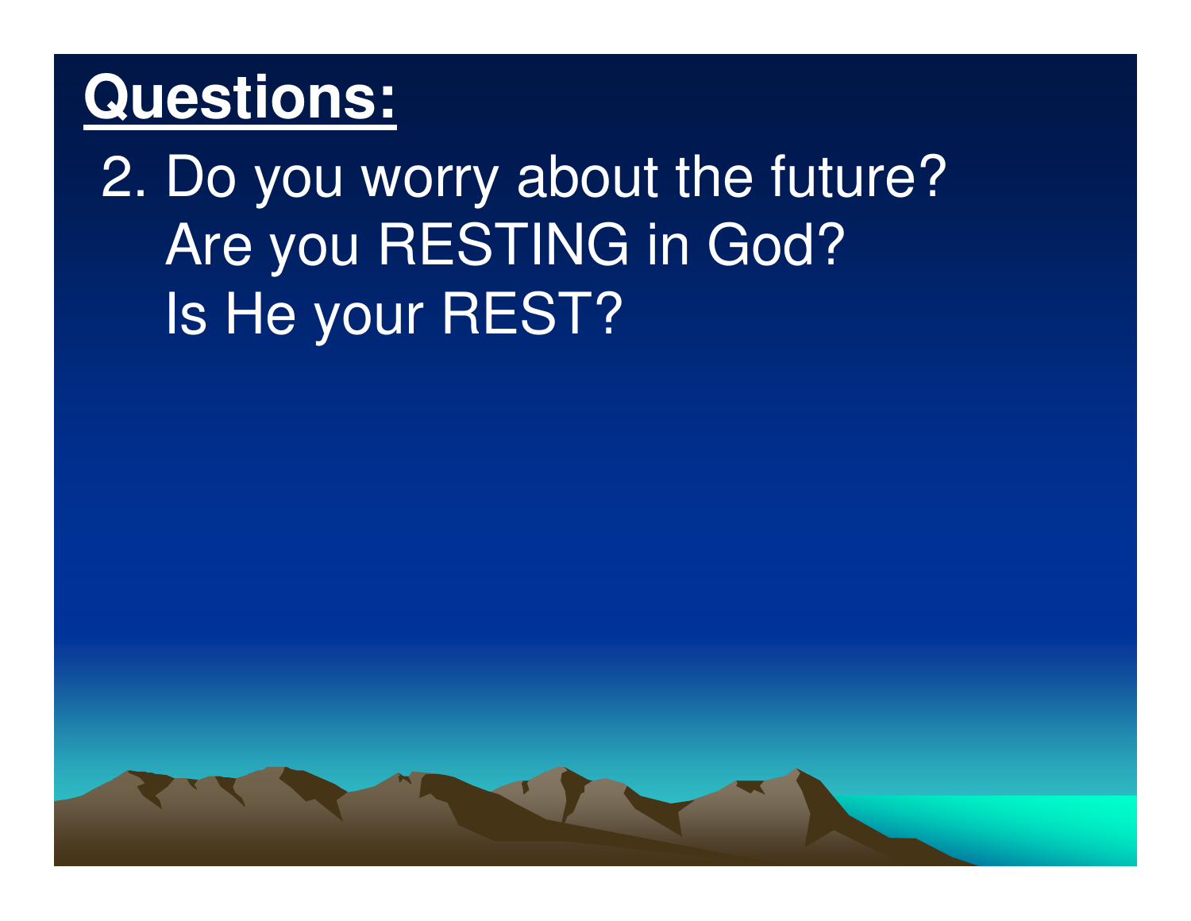# Questions:

2. Do you worry about the future?
   Are you RESTING in God?
   Is He your REST?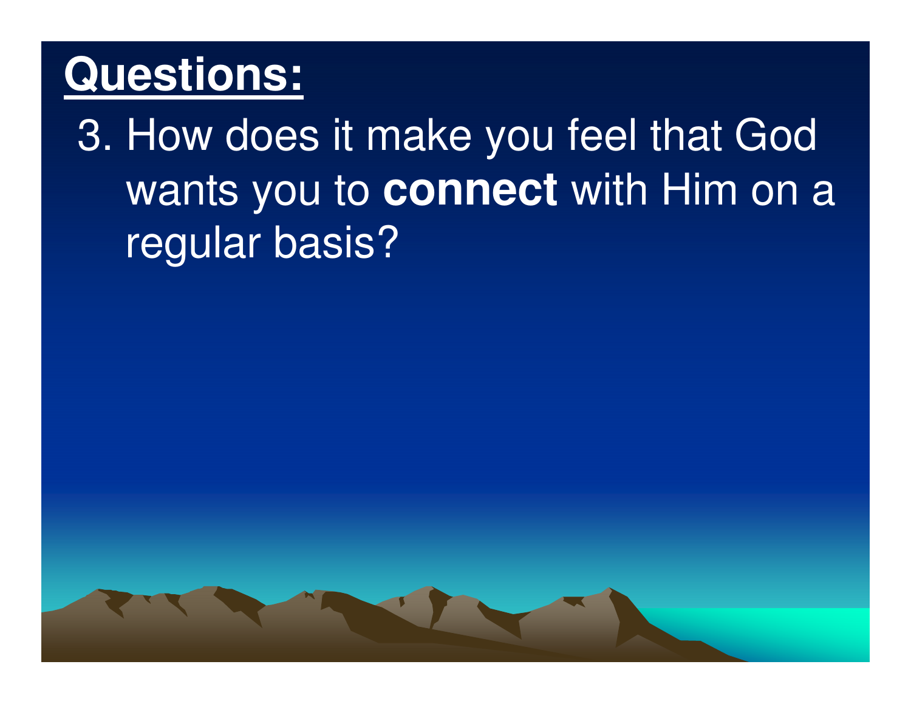## Questions:

3. How does it make you feel that God wants you to **connect** with Him on a regular basis?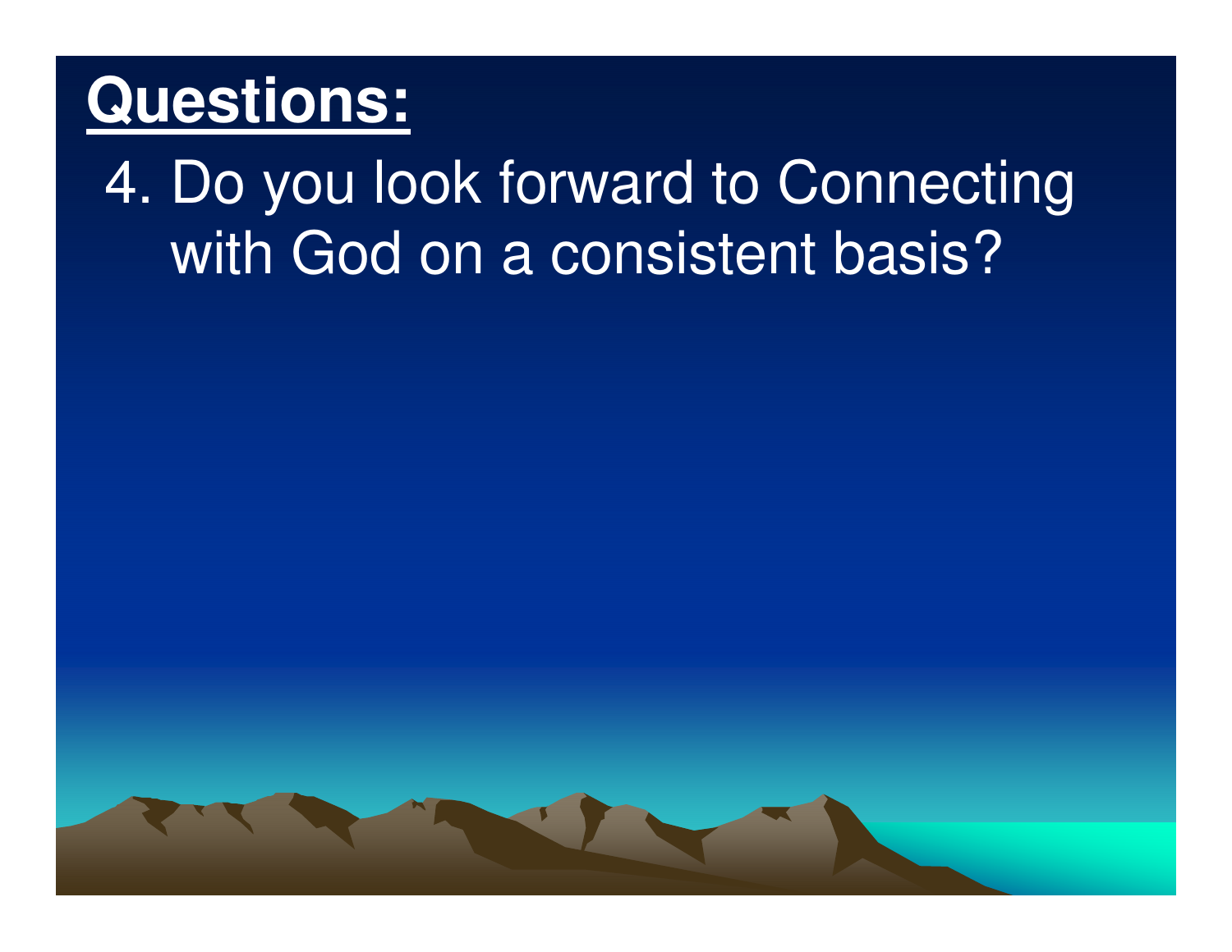# Questions:

4. Do you look forward to Connecting with God on a consistent basis?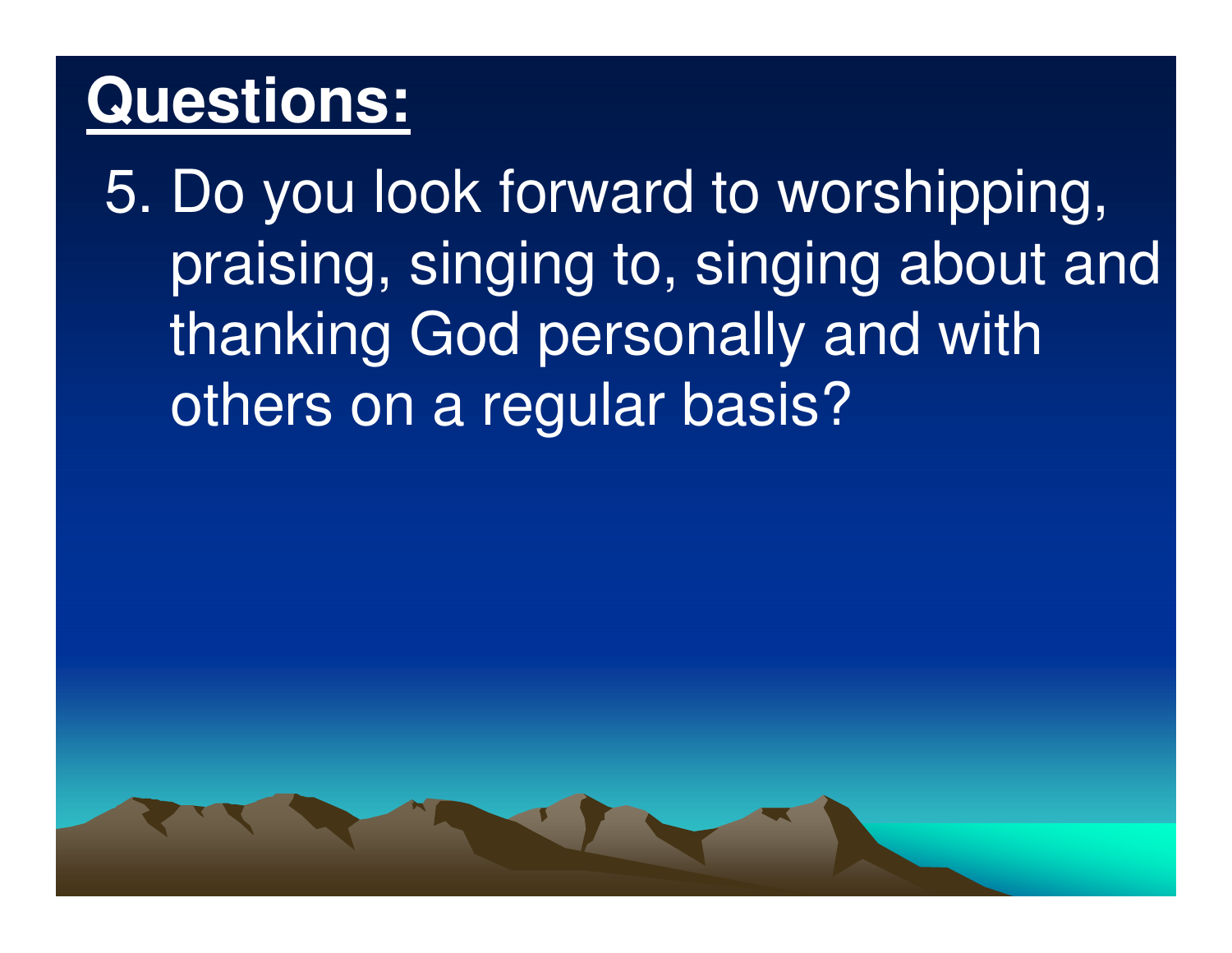# **Questions:**

5. Do you look forward to worshipping, praising, singing to, singing about and thanking God personally and with others on a regular basis?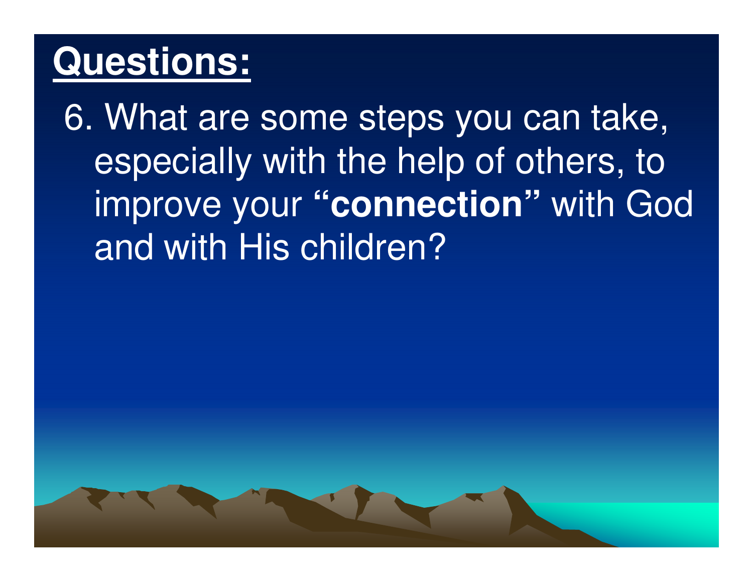# Questions:

6. What are some steps you can take, especially with the help of others, to improve your **“connection”** with God and with His children?